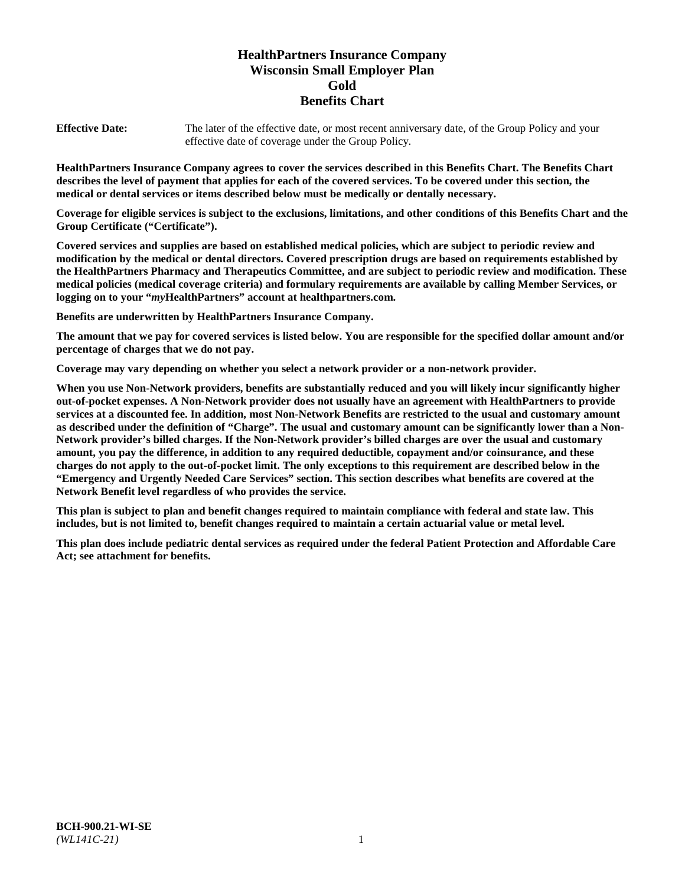# HealthPartners Insurance Company
# Wisconsin Small Employer Plan
# Gold
# Benefits Chart

**Effective Date:** The later of the effective date, or most recent anniversary date, of the Group Policy and your effective date of coverage under the Group Policy.

**HealthPartners Insurance Company agrees to cover the services described in this Benefits Chart. The Benefits Chart describes the level of payment that applies for each of the covered services. To be covered under this section, the medical or dental services or items described below must be medically or dentally necessary.**

**Coverage for eligible services is subject to the exclusions, limitations, and other conditions of this Benefits Chart and the Group Certificate ("Certificate").**

**Covered services and supplies are based on established medical policies, which are subject to periodic review and modification by the medical or dental directors. Covered prescription drugs are based on requirements established by the HealthPartners Pharmacy and Therapeutics Committee, and are subject to periodic review and modification. These medical policies (medical coverage criteria) and formulary requirements are available by calling Member Services, or logging on to your "*my*HealthPartners" account at healthpartners.com.**

**Benefits are underwritten by HealthPartners Insurance Company.**

**The amount that we pay for covered services is listed below. You are responsible for the specified dollar amount and/or percentage of charges that we do not pay.**

**Coverage may vary depending on whether you select a network provider or a non-network provider.**

**When you use Non-Network providers, benefits are substantially reduced and you will likely incur significantly higher out-of-pocket expenses. A Non-Network provider does not usually have an agreement with HealthPartners to provide services at a discounted fee. In addition, most Non-Network Benefits are restricted to the usual and customary amount as described under the definition of "Charge". The usual and customary amount can be significantly lower than a Non-Network provider's billed charges. If the Non-Network provider's billed charges are over the usual and customary amount, you pay the difference, in addition to any required deductible, copayment and/or coinsurance, and these charges do not apply to the out-of-pocket limit. The only exceptions to this requirement are described below in the "Emergency and Urgently Needed Care Services" section. This section describes what benefits are covered at the Network Benefit level regardless of who provides the service.**

**This plan is subject to plan and benefit changes required to maintain compliance with federal and state law. This includes, but is not limited to, benefit changes required to maintain a certain actuarial value or metal level.**

**This plan does include pediatric dental services as required under the federal Patient Protection and Affordable Care Act; see attachment for benefits.**

**BCH-900.21-WI-SE**
*(WL141C-21)*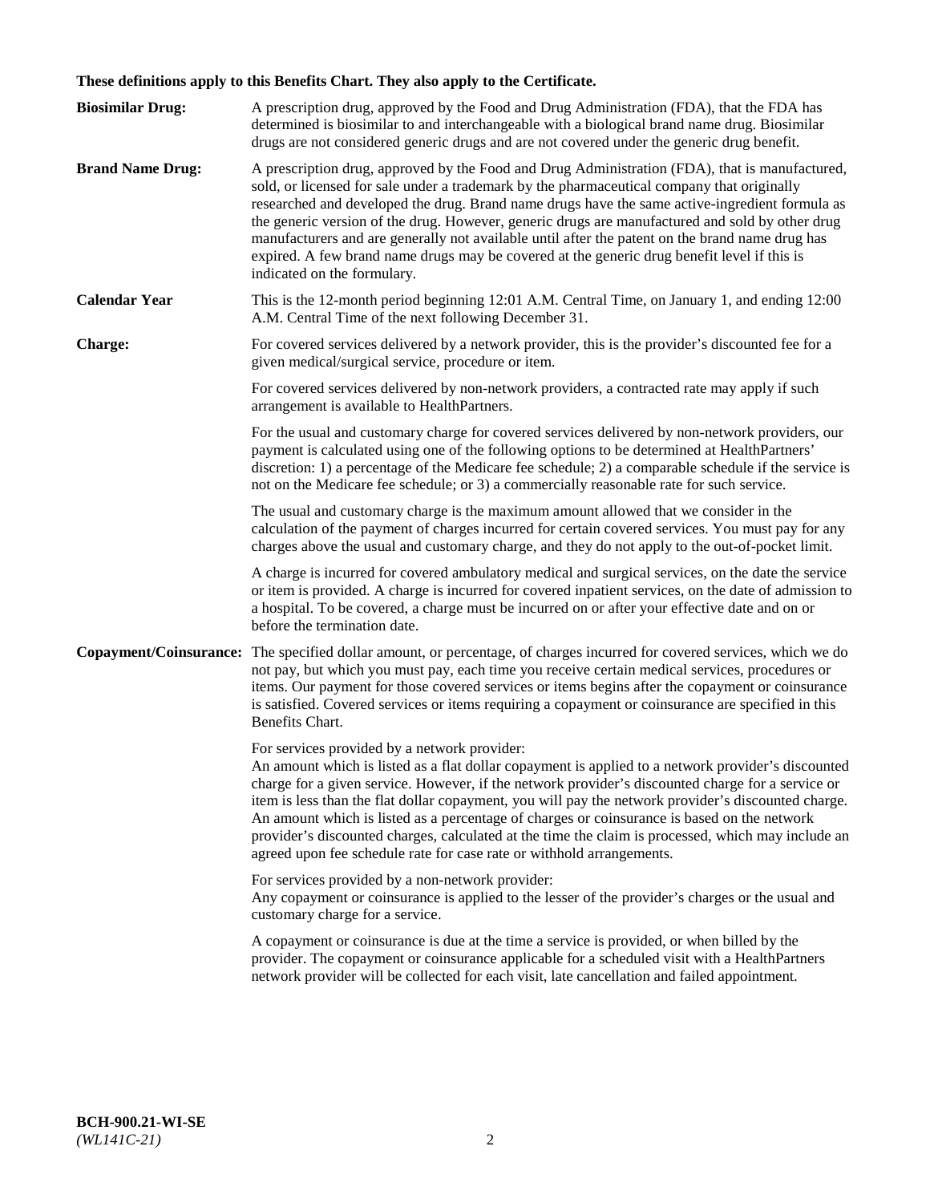**These definitions apply to this Benefits Chart. They also apply to the Certificate.**

**Biosimilar Drug:** A prescription drug, approved by the Food and Drug Administration (FDA), that the FDA has determined is biosimilar to and interchangeable with a biological brand name drug. Biosimilar drugs are not considered generic drugs and are not covered under the generic drug benefit.

**Brand Name Drug:** A prescription drug, approved by the Food and Drug Administration (FDA), that is manufactured, sold, or licensed for sale under a trademark by the pharmaceutical company that originally researched and developed the drug. Brand name drugs have the same active-ingredient formula as the generic version of the drug. However, generic drugs are manufactured and sold by other drug manufacturers and are generally not available until after the patent on the brand name drug has expired. A few brand name drugs may be covered at the generic drug benefit level if this is indicated on the formulary.

**Calendar Year** This is the 12-month period beginning 12:01 A.M. Central Time, on January 1, and ending 12:00 A.M. Central Time of the next following December 31.

**Charge:** For covered services delivered by a network provider, this is the provider's discounted fee for a given medical/surgical service, procedure or item.

For covered services delivered by non-network providers, a contracted rate may apply if such arrangement is available to HealthPartners.

For the usual and customary charge for covered services delivered by non-network providers, our payment is calculated using one of the following options to be determined at HealthPartners' discretion: 1) a percentage of the Medicare fee schedule; 2) a comparable schedule if the service is not on the Medicare fee schedule; or 3) a commercially reasonable rate for such service.

The usual and customary charge is the maximum amount allowed that we consider in the calculation of the payment of charges incurred for certain covered services. You must pay for any charges above the usual and customary charge, and they do not apply to the out-of-pocket limit.

A charge is incurred for covered ambulatory medical and surgical services, on the date the service or item is provided. A charge is incurred for covered inpatient services, on the date of admission to a hospital. To be covered, a charge must be incurred on or after your effective date and on or before the termination date.

**Copayment/Coinsurance:** The specified dollar amount, or percentage, of charges incurred for covered services, which we do not pay, but which you must pay, each time you receive certain medical services, procedures or items. Our payment for those covered services or items begins after the copayment or coinsurance is satisfied. Covered services or items requiring a copayment or coinsurance are specified in this Benefits Chart.

For services provided by a network provider:
An amount which is listed as a flat dollar copayment is applied to a network provider's discounted charge for a given service. However, if the network provider's discounted charge for a service or item is less than the flat dollar copayment, you will pay the network provider's discounted charge. An amount which is listed as a percentage of charges or coinsurance is based on the network provider's discounted charges, calculated at the time the claim is processed, which may include an agreed upon fee schedule rate for case rate or withhold arrangements.

For services provided by a non-network provider:
Any copayment or coinsurance is applied to the lesser of the provider's charges or the usual and customary charge for a service.

A copayment or coinsurance is due at the time a service is provided, or when billed by the provider. The copayment or coinsurance applicable for a scheduled visit with a HealthPartners network provider will be collected for each visit, late cancellation and failed appointment.

**BCH-900.21-WI-SE**
*(WL141C-21)*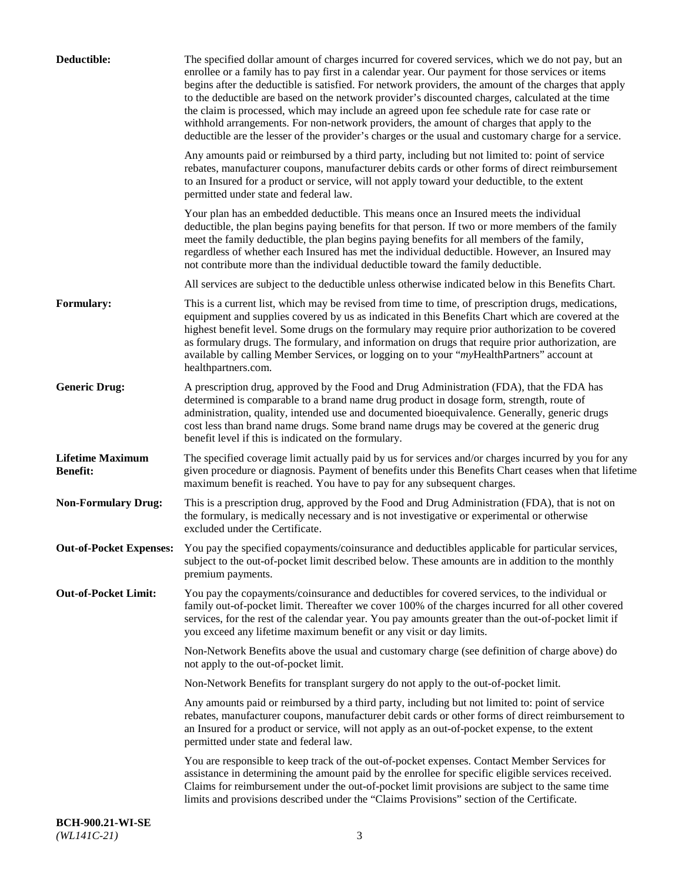**Deductible:** The specified dollar amount of charges incurred for covered services, which we do not pay, but an enrollee or a family has to pay first in a calendar year. Our payment for those services or items begins after the deductible is satisfied. For network providers, the amount of the charges that apply to the deductible are based on the network provider's discounted charges, calculated at the time the claim is processed, which may include an agreed upon fee schedule rate for case rate or withhold arrangements. For non-network providers, the amount of charges that apply to the deductible are the lesser of the provider's charges or the usual and customary charge for a service.

Any amounts paid or reimbursed by a third party, including but not limited to: point of service rebates, manufacturer coupons, manufacturer debits cards or other forms of direct reimbursement to an Insured for a product or service, will not apply toward your deductible, to the extent permitted under state and federal law.

Your plan has an embedded deductible. This means once an Insured meets the individual deductible, the plan begins paying benefits for that person. If two or more members of the family meet the family deductible, the plan begins paying benefits for all members of the family, regardless of whether each Insured has met the individual deductible. However, an Insured may not contribute more than the individual deductible toward the family deductible.

All services are subject to the deductible unless otherwise indicated below in this Benefits Chart.

**Formulary:** This is a current list, which may be revised from time to time, of prescription drugs, medications, equipment and supplies covered by us as indicated in this Benefits Chart which are covered at the highest benefit level. Some drugs on the formulary may require prior authorization to be covered as formulary drugs. The formulary, and information on drugs that require prior authorization, are available by calling Member Services, or logging on to your "*my*HealthPartners" account at healthpartners.com.

**Generic Drug:** A prescription drug, approved by the Food and Drug Administration (FDA), that the FDA has determined is comparable to a brand name drug product in dosage form, strength, route of administration, quality, intended use and documented bioequivalence. Generally, generic drugs cost less than brand name drugs. Some brand name drugs may be covered at the generic drug benefit level if this is indicated on the formulary.

**Lifetime Maximum Benefit:** The specified coverage limit actually paid by us for services and/or charges incurred by you for any given procedure or diagnosis. Payment of benefits under this Benefits Chart ceases when that lifetime maximum benefit is reached. You have to pay for any subsequent charges.

**Non-Formulary Drug:** This is a prescription drug, approved by the Food and Drug Administration (FDA), that is not on the formulary, is medically necessary and is not investigative or experimental or otherwise excluded under the Certificate.

**Out-of-Pocket Expenses:** You pay the specified copayments/coinsurance and deductibles applicable for particular services, subject to the out-of-pocket limit described below. These amounts are in addition to the monthly premium payments.

**Out-of-Pocket Limit:** You pay the copayments/coinsurance and deductibles for covered services, to the individual or family out-of-pocket limit. Thereafter we cover 100% of the charges incurred for all other covered services, for the rest of the calendar year. You pay amounts greater than the out-of-pocket limit if you exceed any lifetime maximum benefit or any visit or day limits.

Non-Network Benefits above the usual and customary charge (see definition of charge above) do not apply to the out-of-pocket limit.

Non-Network Benefits for transplant surgery do not apply to the out-of-pocket limit.

Any amounts paid or reimbursed by a third party, including but not limited to: point of service rebates, manufacturer coupons, manufacturer debit cards or other forms of direct reimbursement to an Insured for a product or service, will not apply as an out-of-pocket expense, to the extent permitted under state and federal law.

You are responsible to keep track of the out-of-pocket expenses. Contact Member Services for assistance in determining the amount paid by the enrollee for specific eligible services received. Claims for reimbursement under the out-of-pocket limit provisions are subject to the same time limits and provisions described under the "Claims Provisions" section of the Certificate.

**BCH-900.21-WI-SE**
*(WL141C-21)*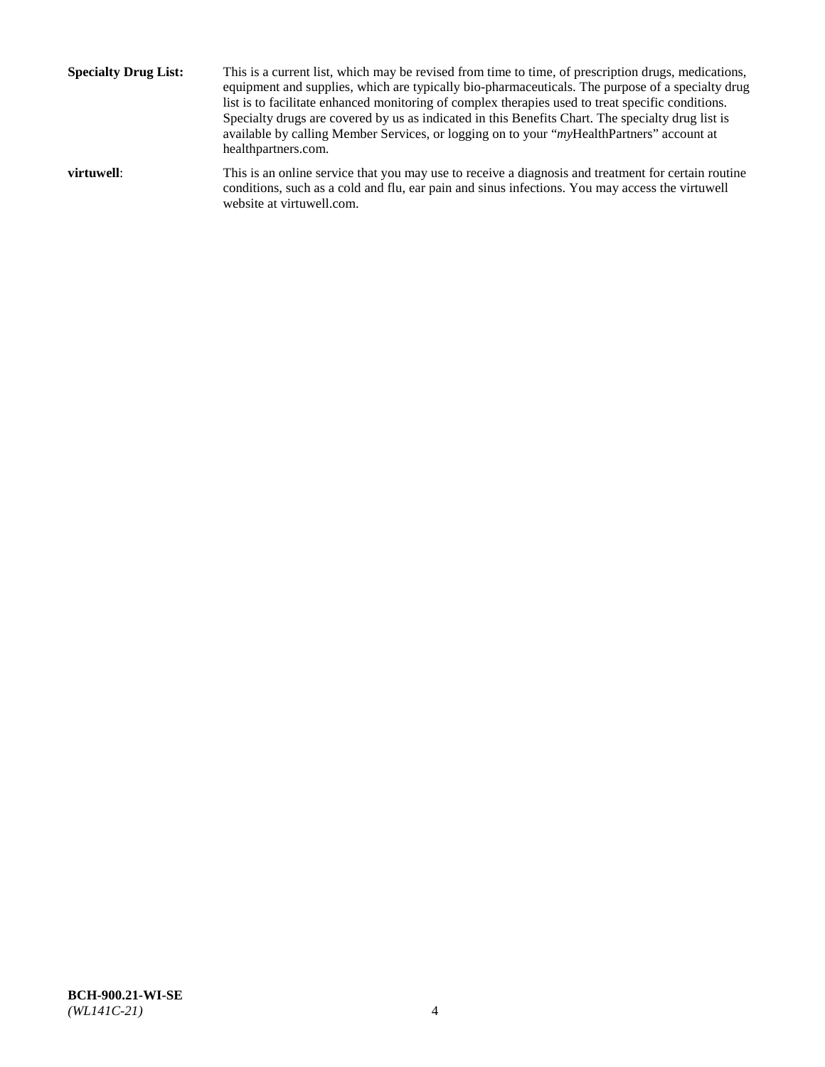**Specialty Drug List:** This is a current list, which may be revised from time to time, of prescription drugs, medications, equipment and supplies, which are typically bio-pharmaceuticals. The purpose of a specialty drug list is to facilitate enhanced monitoring of complex therapies used to treat specific conditions. Specialty drugs are covered by us as indicated in this Benefits Chart. The specialty drug list is available by calling Member Services, or logging on to your "*my*HealthPartners" account at healthpartners.com.

**virtuwell**: This is an online service that you may use to receive a diagnosis and treatment for certain routine conditions, such as a cold and flu, ear pain and sinus infections. You may access the virtuwell website at virtuwell.com.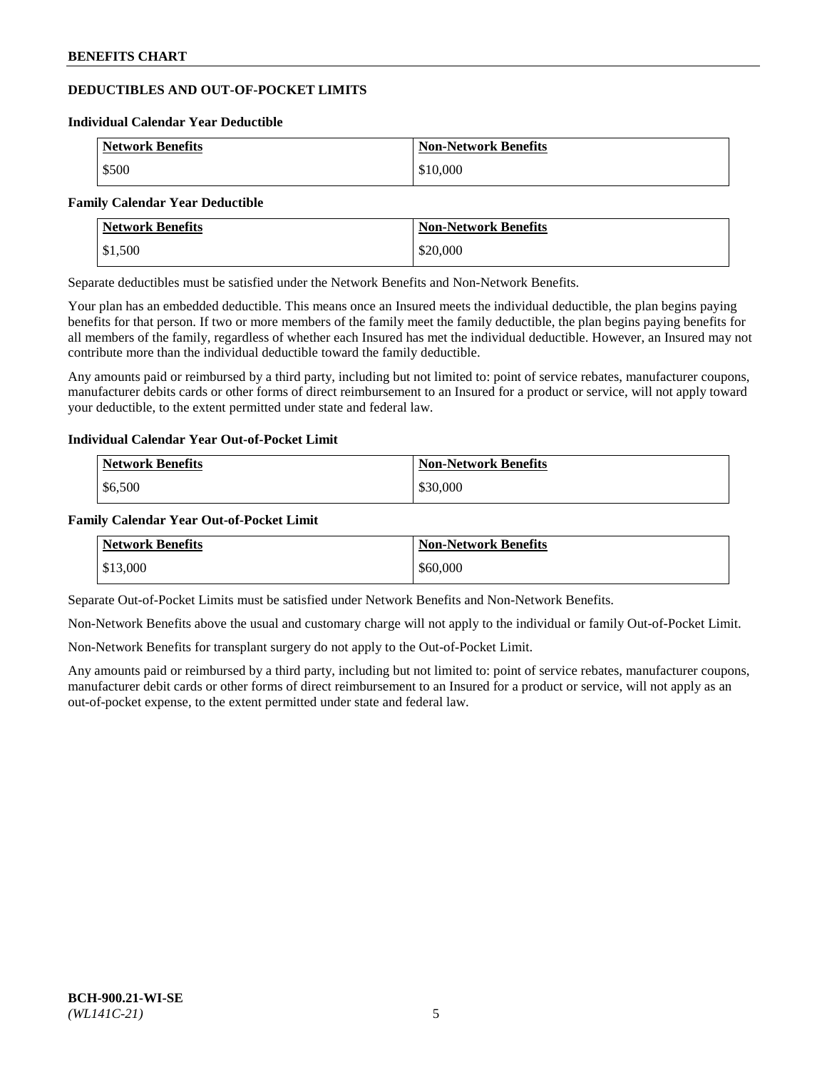## DEDUCTIBLES AND OUT-OF-POCKET LIMITS

### Individual Calendar Year Deductible

| Network Benefits | Non-Network Benefits |
| --- | --- |
| $500 | $10,000 |

### Family Calendar Year Deductible

| Network Benefits | Non-Network Benefits |
| --- | --- |
| $1,500 | $20,000 |

Separate deductibles must be satisfied under the Network Benefits and Non-Network Benefits.

Your plan has an embedded deductible. This means once an Insured meets the individual deductible, the plan begins paying benefits for that person. If two or more members of the family meet the family deductible, the plan begins paying benefits for all members of the family, regardless of whether each Insured has met the individual deductible. However, an Insured may not contribute more than the individual deductible toward the family deductible.

Any amounts paid or reimbursed by a third party, including but not limited to: point of service rebates, manufacturer coupons, manufacturer debits cards or other forms of direct reimbursement to an Insured for a product or service, will not apply toward your deductible, to the extent permitted under state and federal law.

### Individual Calendar Year Out-of-Pocket Limit

| Network Benefits | Non-Network Benefits |
| --- | --- |
| $6,500 | $30,000 |

### Family Calendar Year Out-of-Pocket Limit

| Network Benefits | Non-Network Benefits |
| --- | --- |
| $13,000 | $60,000 |

Separate Out-of-Pocket Limits must be satisfied under Network Benefits and Non-Network Benefits.

Non-Network Benefits above the usual and customary charge will not apply to the individual or family Out-of-Pocket Limit.

Non-Network Benefits for transplant surgery do not apply to the Out-of-Pocket Limit.

Any amounts paid or reimbursed by a third party, including but not limited to: point of service rebates, manufacturer coupons, manufacturer debit cards or other forms of direct reimbursement to an Insured for a product or service, will not apply as an out-of-pocket expense, to the extent permitted under state and federal law.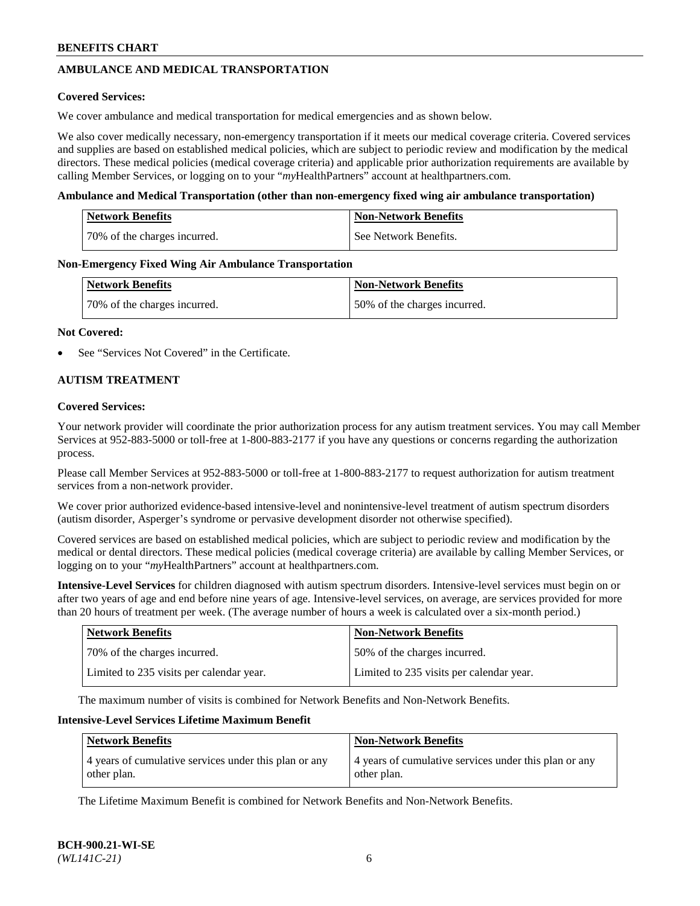## AMBULANCE AND MEDICAL TRANSPORTATION

**Covered Services:**

We cover ambulance and medical transportation for medical emergencies and as shown below.

We also cover medically necessary, non-emergency transportation if it meets our medical coverage criteria. Covered services and supplies are based on established medical policies, which are subject to periodic review and modification by the medical directors. These medical policies (medical coverage criteria) and applicable prior authorization requirements are available by calling Member Services, or logging on to your "*my*HealthPartners" account at healthpartners.com.

**Ambulance and Medical Transportation (other than non-emergency fixed wing air ambulance transportation)**

| Network Benefits | Non-Network Benefits |
|---|---|
| 70% of the charges incurred. | See Network Benefits. |

**Non-Emergency Fixed Wing Air Ambulance Transportation**

| Network Benefits | Non-Network Benefits |
|---|---|
| 70% of the charges incurred. | 50% of the charges incurred. |

**Not Covered:**

- See "Services Not Covered" in the Certificate.

## AUTISM TREATMENT

**Covered Services:**

Your network provider will coordinate the prior authorization process for any autism treatment services. You may call Member Services at 952-883-5000 or toll-free at 1-800-883-2177 if you have any questions or concerns regarding the authorization process.

Please call Member Services at 952-883-5000 or toll-free at 1-800-883-2177 to request authorization for autism treatment services from a non-network provider.

We cover prior authorized evidence-based intensive-level and nonintensive-level treatment of autism spectrum disorders (autism disorder, Asperger's syndrome or pervasive development disorder not otherwise specified).

Covered services are based on established medical policies, which are subject to periodic review and modification by the medical or dental directors. These medical policies (medical coverage criteria) are available by calling Member Services, or logging on to your "*my*HealthPartners" account at healthpartners.com.

**Intensive-Level Services** for children diagnosed with autism spectrum disorders. Intensive-level services must begin on or after two years of age and end before nine years of age. Intensive-level services, on average, are services provided for more than 20 hours of treatment per week. (The average number of hours a week is calculated over a six-month period.)

| Network Benefits | Non-Network Benefits |
|---|---|
| 70% of the charges incurred. | 50% of the charges incurred. |
| Limited to 235 visits per calendar year. | Limited to 235 visits per calendar year. |

The maximum number of visits is combined for Network Benefits and Non-Network Benefits.

**Intensive-Level Services Lifetime Maximum Benefit**

| Network Benefits | Non-Network Benefits |
|---|---|
| 4 years of cumulative services under this plan or any other plan. | 4 years of cumulative services under this plan or any other plan. |

The Lifetime Maximum Benefit is combined for Network Benefits and Non-Network Benefits.

**BCH-900.21-WI-SE**
*(WL141C-21)*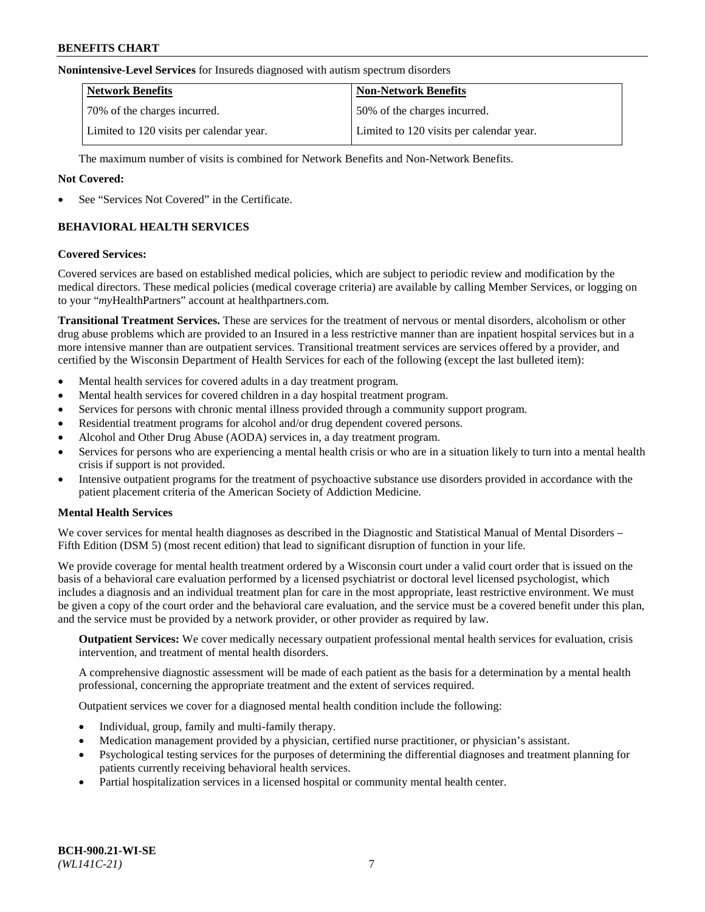**Nonintensive-Level Services** for Insureds diagnosed with autism spectrum disorders

| Network Benefits | Non-Network Benefits |
|---|---|
| 70% of the charges incurred. | 50% of the charges incurred. |
| Limited to 120 visits per calendar year. | Limited to 120 visits per calendar year. |

The maximum number of visits is combined for Network Benefits and Non-Network Benefits.

**Not Covered:**

- See "Services Not Covered" in the Certificate.

## BEHAVIORAL HEALTH SERVICES

**Covered Services:**

Covered services are based on established medical policies, which are subject to periodic review and modification by the medical directors. These medical policies (medical coverage criteria) are available by calling Member Services, or logging on to your "*my*HealthPartners" account at healthpartners.com.

**Transitional Treatment Services.** These are services for the treatment of nervous or mental disorders, alcoholism or other drug abuse problems which are provided to an Insured in a less restrictive manner than are inpatient hospital services but in a more intensive manner than are outpatient services. Transitional treatment services are services offered by a provider, and certified by the Wisconsin Department of Health Services for each of the following (except the last bulleted item):

- Mental health services for covered adults in a day treatment program.
- Mental health services for covered children in a day hospital treatment program.
- Services for persons with chronic mental illness provided through a community support program.
- Residential treatment programs for alcohol and/or drug dependent covered persons.
- Alcohol and Other Drug Abuse (AODA) services in, a day treatment program.
- Services for persons who are experiencing a mental health crisis or who are in a situation likely to turn into a mental health crisis if support is not provided.
- Intensive outpatient programs for the treatment of psychoactive substance use disorders provided in accordance with the patient placement criteria of the American Society of Addiction Medicine.

**Mental Health Services**

We cover services for mental health diagnoses as described in the Diagnostic and Statistical Manual of Mental Disorders – Fifth Edition (DSM 5) (most recent edition) that lead to significant disruption of function in your life.

We provide coverage for mental health treatment ordered by a Wisconsin court under a valid court order that is issued on the basis of a behavioral care evaluation performed by a licensed psychiatrist or doctoral level licensed psychologist, which includes a diagnosis and an individual treatment plan for care in the most appropriate, least restrictive environment. We must be given a copy of the court order and the behavioral care evaluation, and the service must be a covered benefit under this plan, and the service must be provided by a network provider, or other provider as required by law.

**Outpatient Services:** We cover medically necessary outpatient professional mental health services for evaluation, crisis intervention, and treatment of mental health disorders.

A comprehensive diagnostic assessment will be made of each patient as the basis for a determination by a mental health professional, concerning the appropriate treatment and the extent of services required.

Outpatient services we cover for a diagnosed mental health condition include the following:

- Individual, group, family and multi-family therapy.
- Medication management provided by a physician, certified nurse practitioner, or physician's assistant.
- Psychological testing services for the purposes of determining the differential diagnoses and treatment planning for patients currently receiving behavioral health services.
- Partial hospitalization services in a licensed hospital or community mental health center.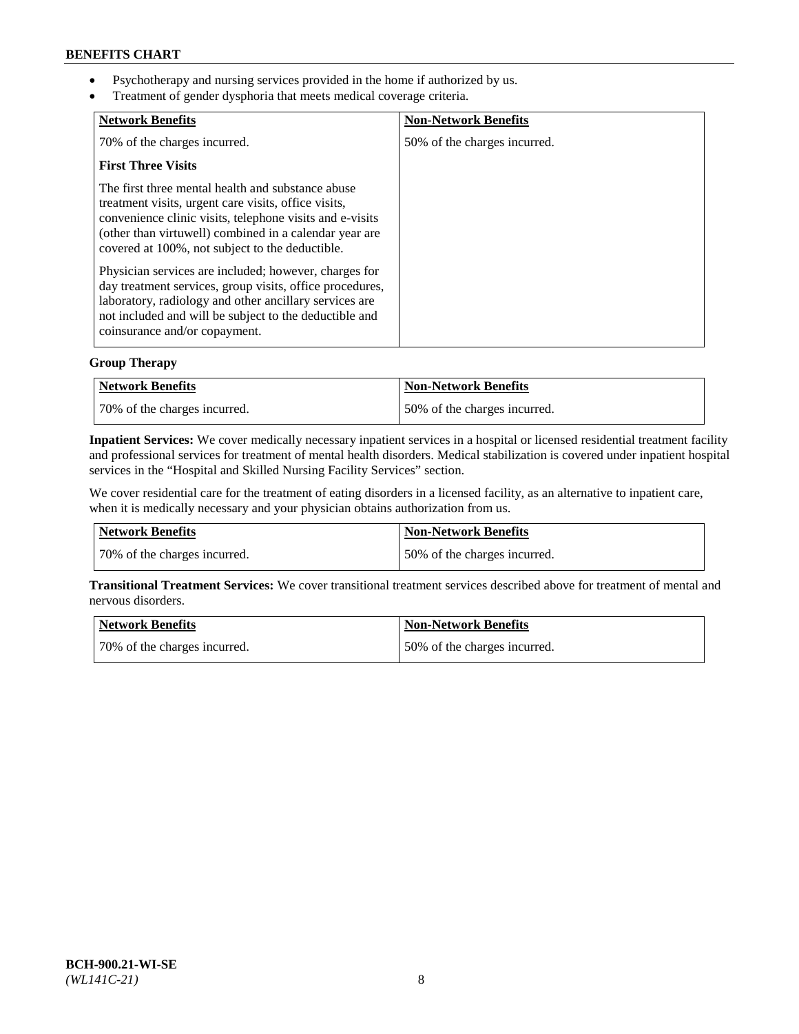- Psychotherapy and nursing services provided in the home if authorized by us.
- Treatment of gender dysphoria that meets medical coverage criteria.

| Network Benefits | Non-Network Benefits |
| --- | --- |
| 70% of the charges incurred.<br><br>**First Three Visits**<br><br>The first three mental health and substance abuse treatment visits, urgent care visits, office visits, convenience clinic visits, telephone visits and e-visits (other than virtuwell) combined in a calendar year are covered at 100%, not subject to the deductible.<br><br>Physician services are included; however, charges for day treatment services, group visits, office procedures, laboratory, radiology and other ancillary services are not included and will be subject to the deductible and coinsurance and/or copayment. | 50% of the charges incurred. |

**Group Therapy**

| Network Benefits | Non-Network Benefits |
| --- | --- |
| 70% of the charges incurred. | 50% of the charges incurred. |

**Inpatient Services:** We cover medically necessary inpatient services in a hospital or licensed residential treatment facility and professional services for treatment of mental health disorders. Medical stabilization is covered under inpatient hospital services in the "Hospital and Skilled Nursing Facility Services" section.

We cover residential care for the treatment of eating disorders in a licensed facility, as an alternative to inpatient care, when it is medically necessary and your physician obtains authorization from us.

| Network Benefits | Non-Network Benefits |
| --- | --- |
| 70% of the charges incurred. | 50% of the charges incurred. |

**Transitional Treatment Services:** We cover transitional treatment services described above for treatment of mental and nervous disorders.

| Network Benefits | Non-Network Benefits |
| --- | --- |
| 70% of the charges incurred. | 50% of the charges incurred. |

BCH-900.21-WI-SE
*(WL141C-21)*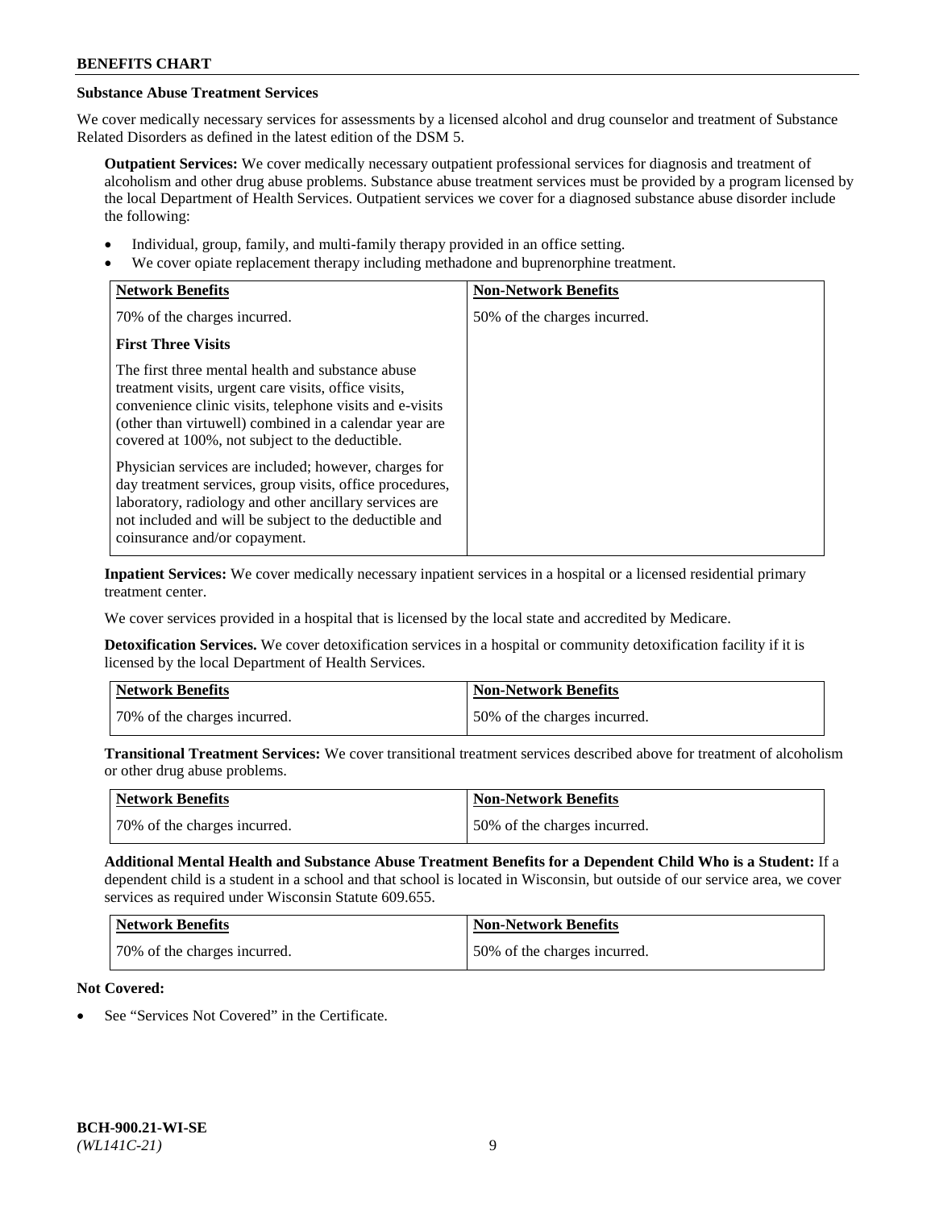### Substance Abuse Treatment Services

We cover medically necessary services for assessments by a licensed alcohol and drug counselor and treatment of Substance Related Disorders as defined in the latest edition of the DSM 5.

**Outpatient Services:** We cover medically necessary outpatient professional services for diagnosis and treatment of alcoholism and other drug abuse problems. Substance abuse treatment services must be provided by a program licensed by the local Department of Health Services. Outpatient services we cover for a diagnosed substance abuse disorder include the following:

- Individual, group, family, and multi-family therapy provided in an office setting.
- We cover opiate replacement therapy including methadone and buprenorphine treatment.

| Network Benefits | Non-Network Benefits |
|---|---|
| 70% of the charges incurred.<br><br>**First Three Visits**<br><br>The first three mental health and substance abuse treatment visits, urgent care visits, office visits, convenience clinic visits, telephone visits and e-visits (other than virtuwell) combined in a calendar year are covered at 100%, not subject to the deductible.<br><br>Physician services are included; however, charges for day treatment services, group visits, office procedures, laboratory, radiology and other ancillary services are not included and will be subject to the deductible and coinsurance and/or copayment. | 50% of the charges incurred. |

**Inpatient Services:** We cover medically necessary inpatient services in a hospital or a licensed residential primary treatment center.

We cover services provided in a hospital that is licensed by the local state and accredited by Medicare.

**Detoxification Services.** We cover detoxification services in a hospital or community detoxification facility if it is licensed by the local Department of Health Services.

| Network Benefits | Non-Network Benefits |
|---|---|
| 70% of the charges incurred. | 50% of the charges incurred. |

**Transitional Treatment Services:** We cover transitional treatment services described above for treatment of alcoholism or other drug abuse problems.

| Network Benefits | Non-Network Benefits |
|---|---|
| 70% of the charges incurred. | 50% of the charges incurred. |

**Additional Mental Health and Substance Abuse Treatment Benefits for a Dependent Child Who is a Student:** If a dependent child is a student in a school and that school is located in Wisconsin, but outside of our service area, we cover services as required under Wisconsin Statute 609.655.

| Network Benefits | Non-Network Benefits |
|---|---|
| 70% of the charges incurred. | 50% of the charges incurred. |

**Not Covered:**

- See "Services Not Covered" in the Certificate.

BCH-900.21-WI-SE
*(WL141C-21)*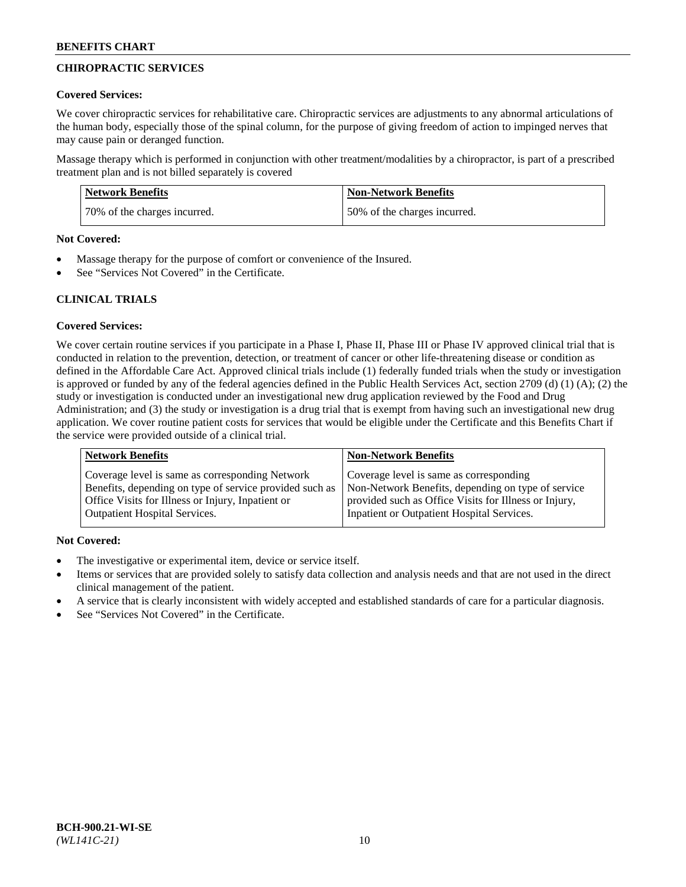## CHIROPRACTIC SERVICES

**Covered Services:**

We cover chiropractic services for rehabilitative care. Chiropractic services are adjustments to any abnormal articulations of the human body, especially those of the spinal column, for the purpose of giving freedom of action to impinged nerves that may cause pain or deranged function.

Massage therapy which is performed in conjunction with other treatment/modalities by a chiropractor, is part of a prescribed treatment plan and is not billed separately is covered

| Network Benefits | Non-Network Benefits |
|---|---|
| 70% of the charges incurred. | 50% of the charges incurred. |

**Not Covered:**

- Massage therapy for the purpose of comfort or convenience of the Insured.
- See "Services Not Covered" in the Certificate.

## CLINICAL TRIALS

**Covered Services:**

We cover certain routine services if you participate in a Phase I, Phase II, Phase III or Phase IV approved clinical trial that is conducted in relation to the prevention, detection, or treatment of cancer or other life-threatening disease or condition as defined in the Affordable Care Act. Approved clinical trials include (1) federally funded trials when the study or investigation is approved or funded by any of the federal agencies defined in the Public Health Services Act, section 2709 (d) (1) (A); (2) the study or investigation is conducted under an investigational new drug application reviewed by the Food and Drug Administration; and (3) the study or investigation is a drug trial that is exempt from having such an investigational new drug application. We cover routine patient costs for services that would be eligible under the Certificate and this Benefits Chart if the service were provided outside of a clinical trial.

| Network Benefits | Non-Network Benefits |
|---|---|
| Coverage level is same as corresponding Network Benefits, depending on type of service provided such as Office Visits for Illness or Injury, Inpatient or Outpatient Hospital Services. | Coverage level is same as corresponding Non-Network Benefits, depending on type of service provided such as Office Visits for Illness or Injury, Inpatient or Outpatient Hospital Services. |

**Not Covered:**

- The investigative or experimental item, device or service itself.
- Items or services that are provided solely to satisfy data collection and analysis needs and that are not used in the direct clinical management of the patient.
- A service that is clearly inconsistent with widely accepted and established standards of care for a particular diagnosis.
- See "Services Not Covered" in the Certificate.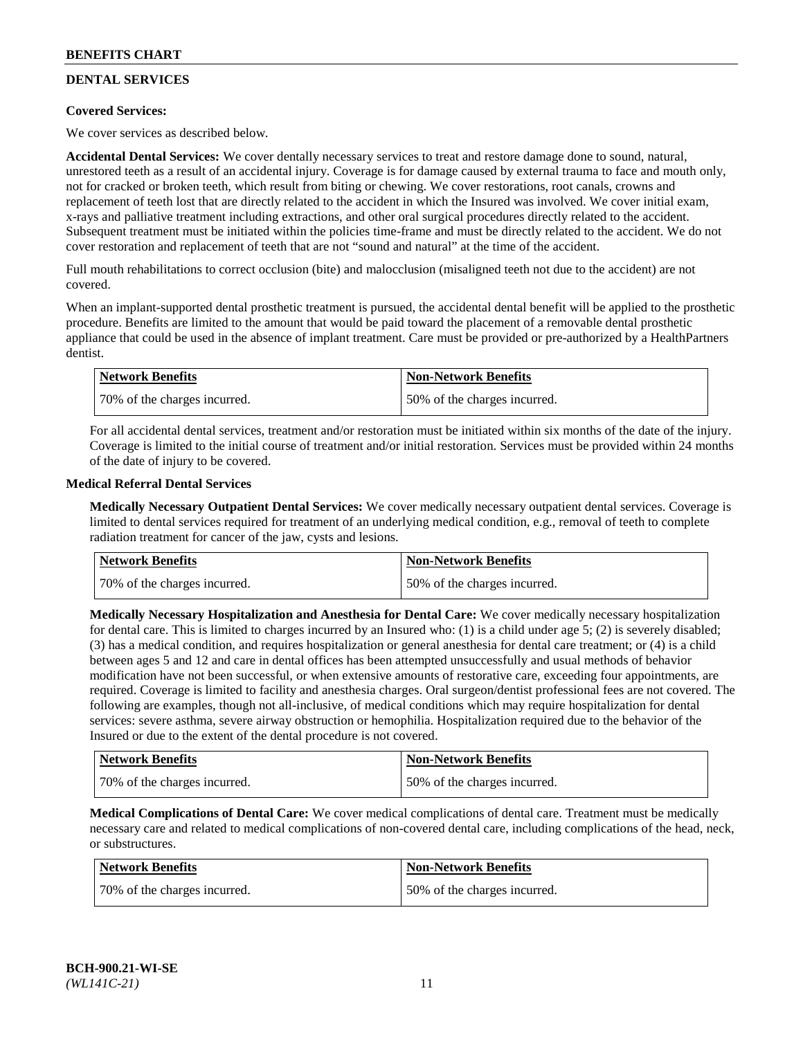## DENTAL SERVICES

**Covered Services:**

We cover services as described below.

**Accidental Dental Services:** We cover dentally necessary services to treat and restore damage done to sound, natural, unrestored teeth as a result of an accidental injury. Coverage is for damage caused by external trauma to face and mouth only, not for cracked or broken teeth, which result from biting or chewing. We cover restorations, root canals, crowns and replacement of teeth lost that are directly related to the accident in which the Insured was involved. We cover initial exam, x-rays and palliative treatment including extractions, and other oral surgical procedures directly related to the accident. Subsequent treatment must be initiated within the policies time-frame and must be directly related to the accident. We do not cover restoration and replacement of teeth that are not "sound and natural" at the time of the accident.

Full mouth rehabilitations to correct occlusion (bite) and malocclusion (misaligned teeth not due to the accident) are not covered.

When an implant-supported dental prosthetic treatment is pursued, the accidental dental benefit will be applied to the prosthetic procedure. Benefits are limited to the amount that would be paid toward the placement of a removable dental prosthetic appliance that could be used in the absence of implant treatment. Care must be provided or pre-authorized by a HealthPartners dentist.

| Network Benefits | Non-Network Benefits |
|---|---|
| 70% of the charges incurred. | 50% of the charges incurred. |

For all accidental dental services, treatment and/or restoration must be initiated within six months of the date of the injury. Coverage is limited to the initial course of treatment and/or initial restoration. Services must be provided within 24 months of the date of injury to be covered.

**Medical Referral Dental Services**

**Medically Necessary Outpatient Dental Services:** We cover medically necessary outpatient dental services. Coverage is limited to dental services required for treatment of an underlying medical condition, e.g., removal of teeth to complete radiation treatment for cancer of the jaw, cysts and lesions.

| Network Benefits | Non-Network Benefits |
|---|---|
| 70% of the charges incurred. | 50% of the charges incurred. |

**Medically Necessary Hospitalization and Anesthesia for Dental Care:** We cover medically necessary hospitalization for dental care. This is limited to charges incurred by an Insured who: (1) is a child under age 5; (2) is severely disabled; (3) has a medical condition, and requires hospitalization or general anesthesia for dental care treatment; or (4) is a child between ages 5 and 12 and care in dental offices has been attempted unsuccessfully and usual methods of behavior modification have not been successful, or when extensive amounts of restorative care, exceeding four appointments, are required. Coverage is limited to facility and anesthesia charges. Oral surgeon/dentist professional fees are not covered. The following are examples, though not all-inclusive, of medical conditions which may require hospitalization for dental services: severe asthma, severe airway obstruction or hemophilia. Hospitalization required due to the behavior of the Insured or due to the extent of the dental procedure is not covered.

| Network Benefits | Non-Network Benefits |
|---|---|
| 70% of the charges incurred. | 50% of the charges incurred. |

**Medical Complications of Dental Care:** We cover medical complications of dental care. Treatment must be medically necessary care and related to medical complications of non-covered dental care, including complications of the head, neck, or substructures.

| Network Benefits | Non-Network Benefits |
|---|---|
| 70% of the charges incurred. | 50% of the charges incurred. |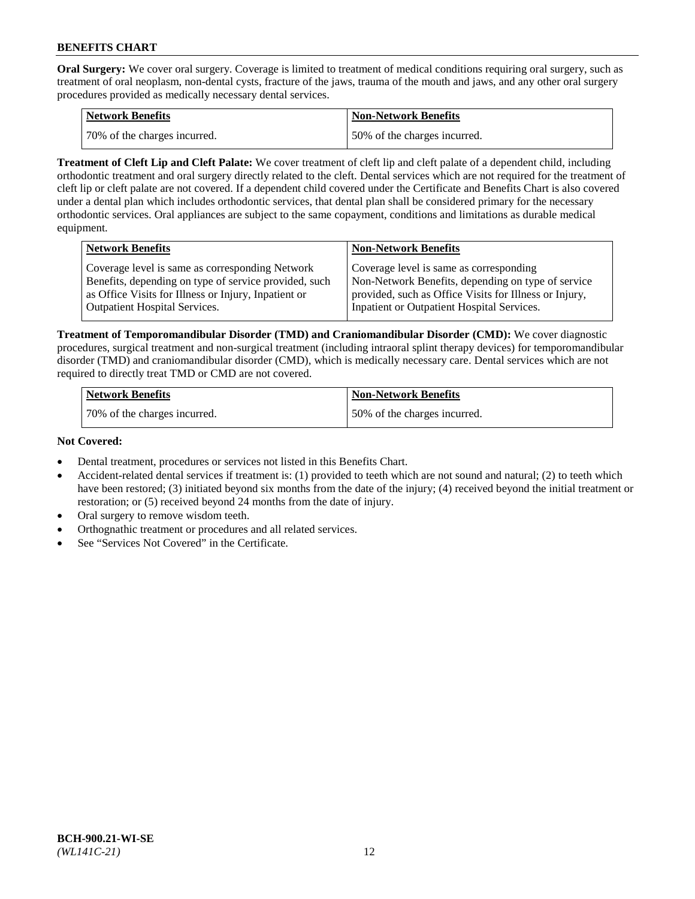**Oral Surgery:** We cover oral surgery. Coverage is limited to treatment of medical conditions requiring oral surgery, such as treatment of oral neoplasm, non-dental cysts, fracture of the jaws, trauma of the mouth and jaws, and any other oral surgery procedures provided as medically necessary dental services.

| Network Benefits | Non-Network Benefits |
|---|---|
| 70% of the charges incurred. | 50% of the charges incurred. |

**Treatment of Cleft Lip and Cleft Palate:** We cover treatment of cleft lip and cleft palate of a dependent child, including orthodontic treatment and oral surgery directly related to the cleft. Dental services which are not required for the treatment of cleft lip or cleft palate are not covered. If a dependent child covered under the Certificate and Benefits Chart is also covered under a dental plan which includes orthodontic services, that dental plan shall be considered primary for the necessary orthodontic services. Oral appliances are subject to the same copayment, conditions and limitations as durable medical equipment.

| Network Benefits | Non-Network Benefits |
|---|---|
| Coverage level is same as corresponding Network Benefits, depending on type of service provided, such as Office Visits for Illness or Injury, Inpatient or Outpatient Hospital Services. | Coverage level is same as corresponding Non-Network Benefits, depending on type of service provided, such as Office Visits for Illness or Injury, Inpatient or Outpatient Hospital Services. |

**Treatment of Temporomandibular Disorder (TMD) and Craniomandibular Disorder (CMD):** We cover diagnostic procedures, surgical treatment and non-surgical treatment (including intraoral splint therapy devices) for temporomandibular disorder (TMD) and craniomandibular disorder (CMD), which is medically necessary care. Dental services which are not required to directly treat TMD or CMD are not covered.

| Network Benefits | Non-Network Benefits |
|---|---|
| 70% of the charges incurred. | 50% of the charges incurred. |

**Not Covered:**

- Dental treatment, procedures or services not listed in this Benefits Chart.
- Accident-related dental services if treatment is: (1) provided to teeth which are not sound and natural; (2) to teeth which have been restored; (3) initiated beyond six months from the date of the injury; (4) received beyond the initial treatment or restoration; or (5) received beyond 24 months from the date of injury.
- Oral surgery to remove wisdom teeth.
- Orthognathic treatment or procedures and all related services.
- See "Services Not Covered" in the Certificate.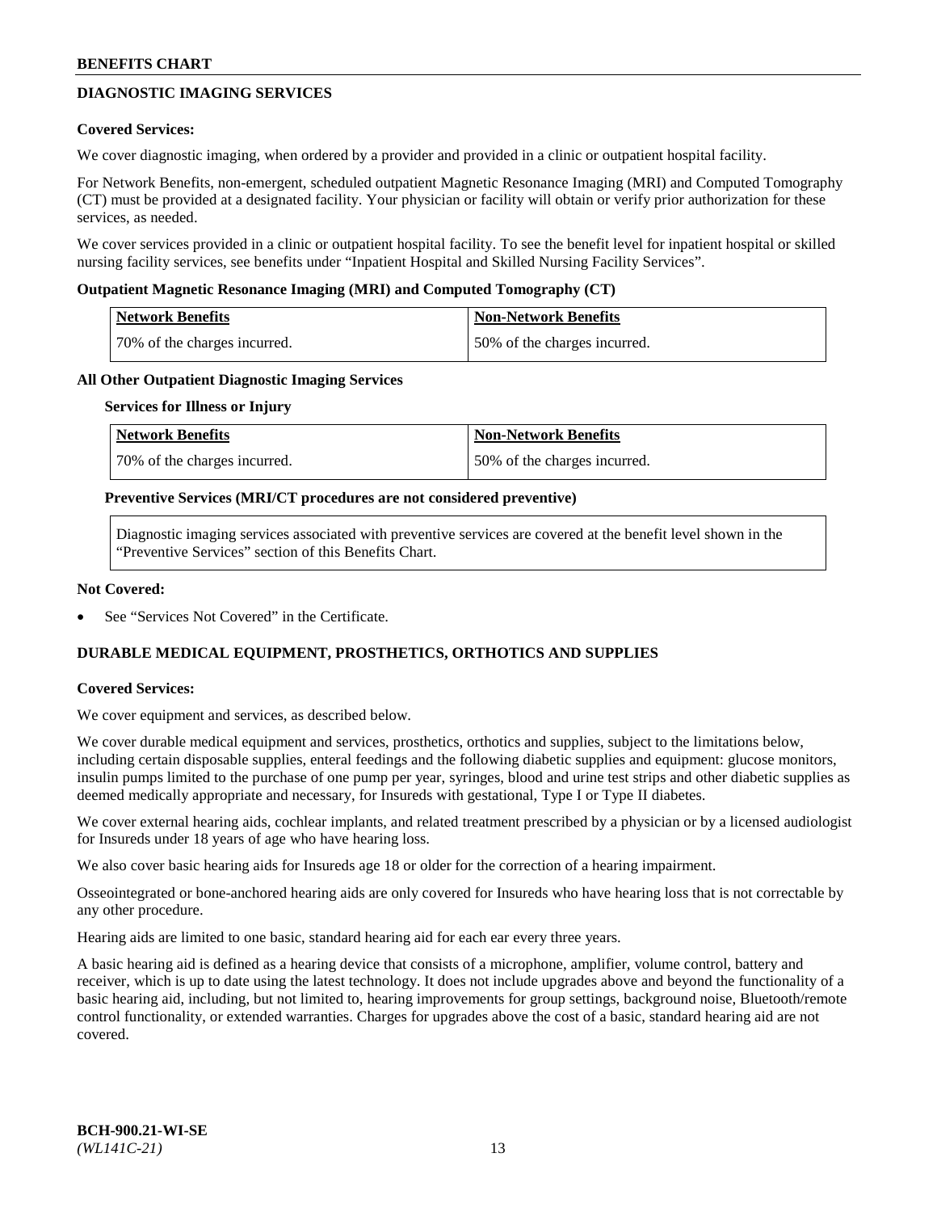## DIAGNOSTIC IMAGING SERVICES

**Covered Services:**

We cover diagnostic imaging, when ordered by a provider and provided in a clinic or outpatient hospital facility.

For Network Benefits, non-emergent, scheduled outpatient Magnetic Resonance Imaging (MRI) and Computed Tomography (CT) must be provided at a designated facility. Your physician or facility will obtain or verify prior authorization for these services, as needed.

We cover services provided in a clinic or outpatient hospital facility. To see the benefit level for inpatient hospital or skilled nursing facility services, see benefits under "Inpatient Hospital and Skilled Nursing Facility Services".

**Outpatient Magnetic Resonance Imaging (MRI) and Computed Tomography (CT)**

| Network Benefits | Non-Network Benefits |
|---|---|
| 70% of the charges incurred. | 50% of the charges incurred. |

**All Other Outpatient Diagnostic Imaging Services**

**Services for Illness or Injury**

| Network Benefits | Non-Network Benefits |
|---|---|
| 70% of the charges incurred. | 50% of the charges incurred. |

**Preventive Services (MRI/CT procedures are not considered preventive)**

Diagnostic imaging services associated with preventive services are covered at the benefit level shown in the "Preventive Services" section of this Benefits Chart.

**Not Covered:**

- See "Services Not Covered" in the Certificate.

## DURABLE MEDICAL EQUIPMENT, PROSTHETICS, ORTHOTICS AND SUPPLIES

**Covered Services:**

We cover equipment and services, as described below.

We cover durable medical equipment and services, prosthetics, orthotics and supplies, subject to the limitations below, including certain disposable supplies, enteral feedings and the following diabetic supplies and equipment: glucose monitors, insulin pumps limited to the purchase of one pump per year, syringes, blood and urine test strips and other diabetic supplies as deemed medically appropriate and necessary, for Insureds with gestational, Type I or Type II diabetes.

We cover external hearing aids, cochlear implants, and related treatment prescribed by a physician or by a licensed audiologist for Insureds under 18 years of age who have hearing loss.

We also cover basic hearing aids for Insureds age 18 or older for the correction of a hearing impairment.

Osseointegrated or bone-anchored hearing aids are only covered for Insureds who have hearing loss that is not correctable by any other procedure.

Hearing aids are limited to one basic, standard hearing aid for each ear every three years.

A basic hearing aid is defined as a hearing device that consists of a microphone, amplifier, volume control, battery and receiver, which is up to date using the latest technology. It does not include upgrades above and beyond the functionality of a basic hearing aid, including, but not limited to, hearing improvements for group settings, background noise, Bluetooth/remote control functionality, or extended warranties. Charges for upgrades above the cost of a basic, standard hearing aid are not covered.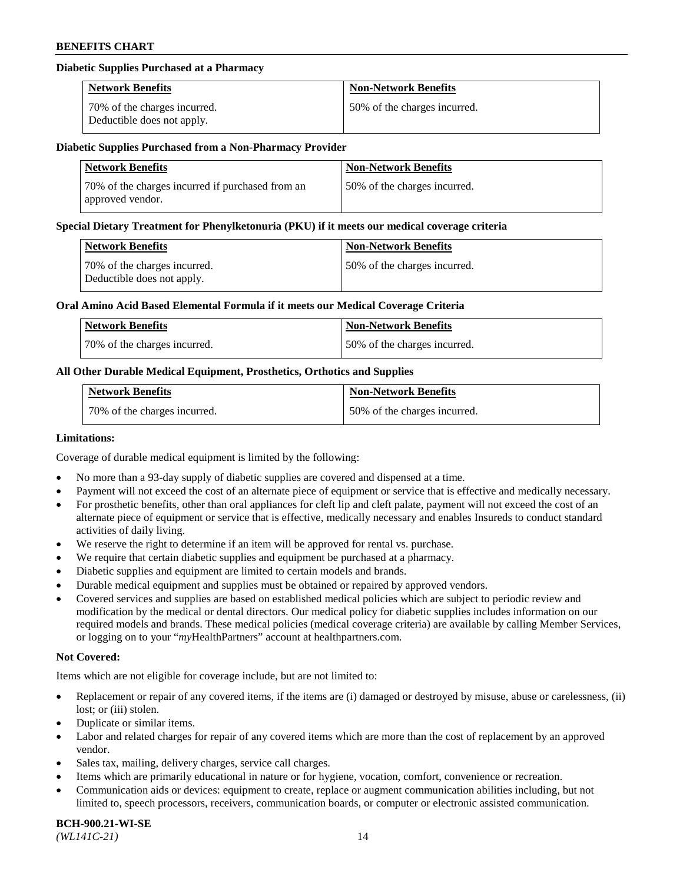**Diabetic Supplies Purchased at a Pharmacy**

| Network Benefits | Non-Network Benefits |
| --- | --- |
| 70% of the charges incurred. Deductible does not apply. | 50% of the charges incurred. |

**Diabetic Supplies Purchased from a Non-Pharmacy Provider**

| Network Benefits | Non-Network Benefits |
| --- | --- |
| 70% of the charges incurred if purchased from an approved vendor. | 50% of the charges incurred. |

**Special Dietary Treatment for Phenylketonuria (PKU) if it meets our medical coverage criteria**

| Network Benefits | Non-Network Benefits |
| --- | --- |
| 70% of the charges incurred. Deductible does not apply. | 50% of the charges incurred. |

**Oral Amino Acid Based Elemental Formula if it meets our Medical Coverage Criteria**

| Network Benefits | Non-Network Benefits |
| --- | --- |
| 70% of the charges incurred. | 50% of the charges incurred. |

**All Other Durable Medical Equipment, Prosthetics, Orthotics and Supplies**

| Network Benefits | Non-Network Benefits |
| --- | --- |
| 70% of the charges incurred. | 50% of the charges incurred. |

**Limitations:**

Coverage of durable medical equipment is limited by the following:

- No more than a 93-day supply of diabetic supplies are covered and dispensed at a time.
- Payment will not exceed the cost of an alternate piece of equipment or service that is effective and medically necessary.
- For prosthetic benefits, other than oral appliances for cleft lip and cleft palate, payment will not exceed the cost of an alternate piece of equipment or service that is effective, medically necessary and enables Insureds to conduct standard activities of daily living.
- We reserve the right to determine if an item will be approved for rental vs. purchase.
- We require that certain diabetic supplies and equipment be purchased at a pharmacy.
- Diabetic supplies and equipment are limited to certain models and brands.
- Durable medical equipment and supplies must be obtained or repaired by approved vendors.
- Covered services and supplies are based on established medical policies which are subject to periodic review and modification by the medical or dental directors. Our medical policy for diabetic supplies includes information on our required models and brands. These medical policies (medical coverage criteria) are available by calling Member Services, or logging on to your "*my*HealthPartners" account at healthpartners.com.

**Not Covered:**

Items which are not eligible for coverage include, but are not limited to:

- Replacement or repair of any covered items, if the items are (i) damaged or destroyed by misuse, abuse or carelessness, (ii) lost; or (iii) stolen.
- Duplicate or similar items.
- Labor and related charges for repair of any covered items which are more than the cost of replacement by an approved vendor.
- Sales tax, mailing, delivery charges, service call charges.
- Items which are primarily educational in nature or for hygiene, vocation, comfort, convenience or recreation.
- Communication aids or devices: equipment to create, replace or augment communication abilities including, but not limited to, speech processors, receivers, communication boards, or computer or electronic assisted communication.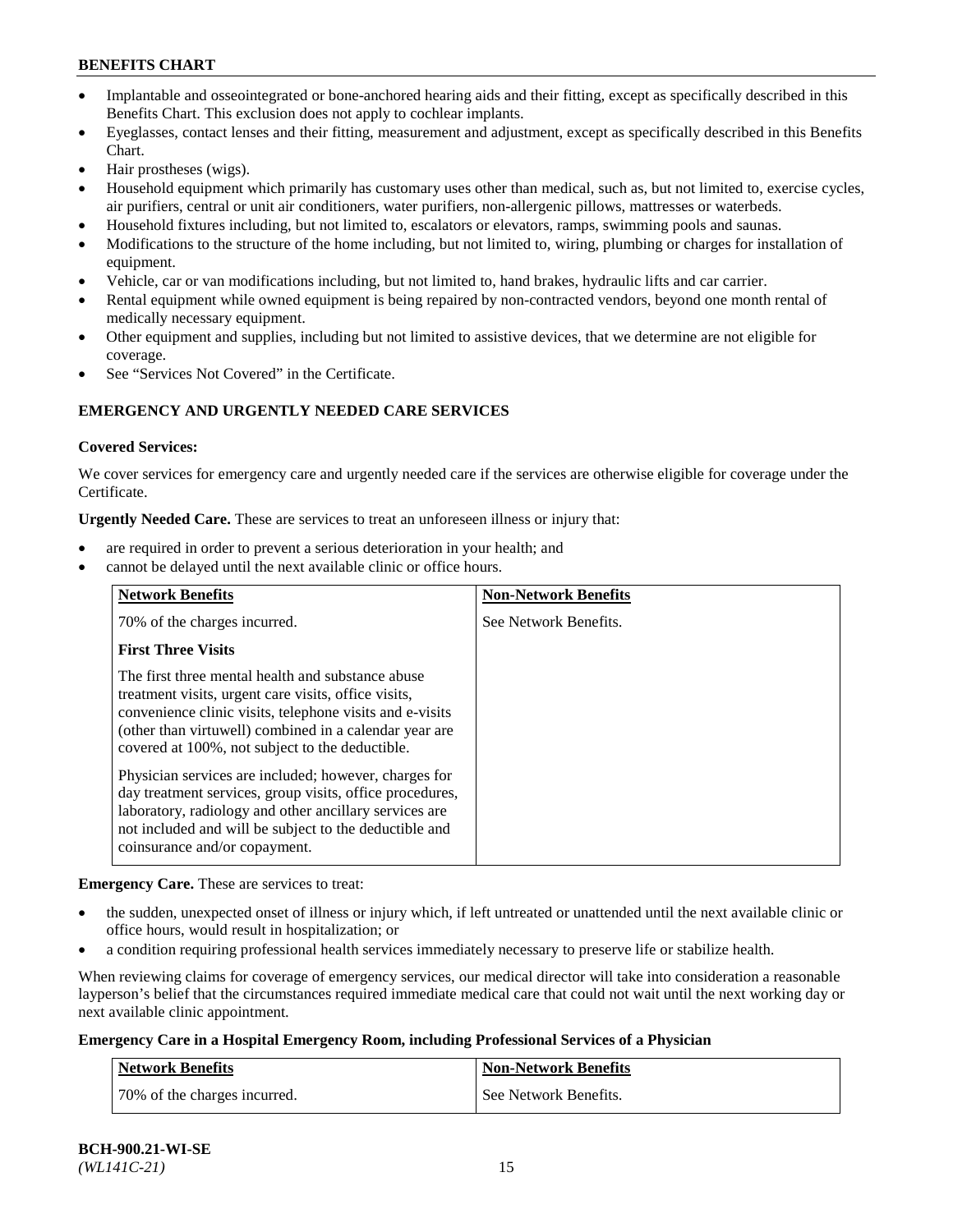- Implantable and osseointegrated or bone-anchored hearing aids and their fitting, except as specifically described in this Benefits Chart. This exclusion does not apply to cochlear implants.
- Eyeglasses, contact lenses and their fitting, measurement and adjustment, except as specifically described in this Benefits Chart.
- Hair prostheses (wigs).
- Household equipment which primarily has customary uses other than medical, such as, but not limited to, exercise cycles, air purifiers, central or unit air conditioners, water purifiers, non-allergenic pillows, mattresses or waterbeds.
- Household fixtures including, but not limited to, escalators or elevators, ramps, swimming pools and saunas.
- Modifications to the structure of the home including, but not limited to, wiring, plumbing or charges for installation of equipment.
- Vehicle, car or van modifications including, but not limited to, hand brakes, hydraulic lifts and car carrier.
- Rental equipment while owned equipment is being repaired by non-contracted vendors, beyond one month rental of medically necessary equipment.
- Other equipment and supplies, including but not limited to assistive devices, that we determine are not eligible for coverage.
- See "Services Not Covered" in the Certificate.

## EMERGENCY AND URGENTLY NEEDED CARE SERVICES

**Covered Services:**

We cover services for emergency care and urgently needed care if the services are otherwise eligible for coverage under the Certificate.

**Urgently Needed Care.** These are services to treat an unforeseen illness or injury that:

- are required in order to prevent a serious deterioration in your health; and
- cannot be delayed until the next available clinic or office hours.

| Network Benefits | Non-Network Benefits |
|---|---|
| 70% of the charges incurred.<br><br>**First Three Visits**<br><br>The first three mental health and substance abuse treatment visits, urgent care visits, office visits, convenience clinic visits, telephone visits and e-visits (other than virtuwell) combined in a calendar year are covered at 100%, not subject to the deductible.<br><br>Physician services are included; however, charges for day treatment services, group visits, office procedures, laboratory, radiology and other ancillary services are not included and will be subject to the deductible and coinsurance and/or copayment. | See Network Benefits. |

**Emergency Care.** These are services to treat:

- the sudden, unexpected onset of illness or injury which, if left untreated or unattended until the next available clinic or office hours, would result in hospitalization; or
- a condition requiring professional health services immediately necessary to preserve life or stabilize health.

When reviewing claims for coverage of emergency services, our medical director will take into consideration a reasonable layperson's belief that the circumstances required immediate medical care that could not wait until the next working day or next available clinic appointment.

**Emergency Care in a Hospital Emergency Room, including Professional Services of a Physician**

| Network Benefits | Non-Network Benefits |
|---|---|
| 70% of the charges incurred. | See Network Benefits. |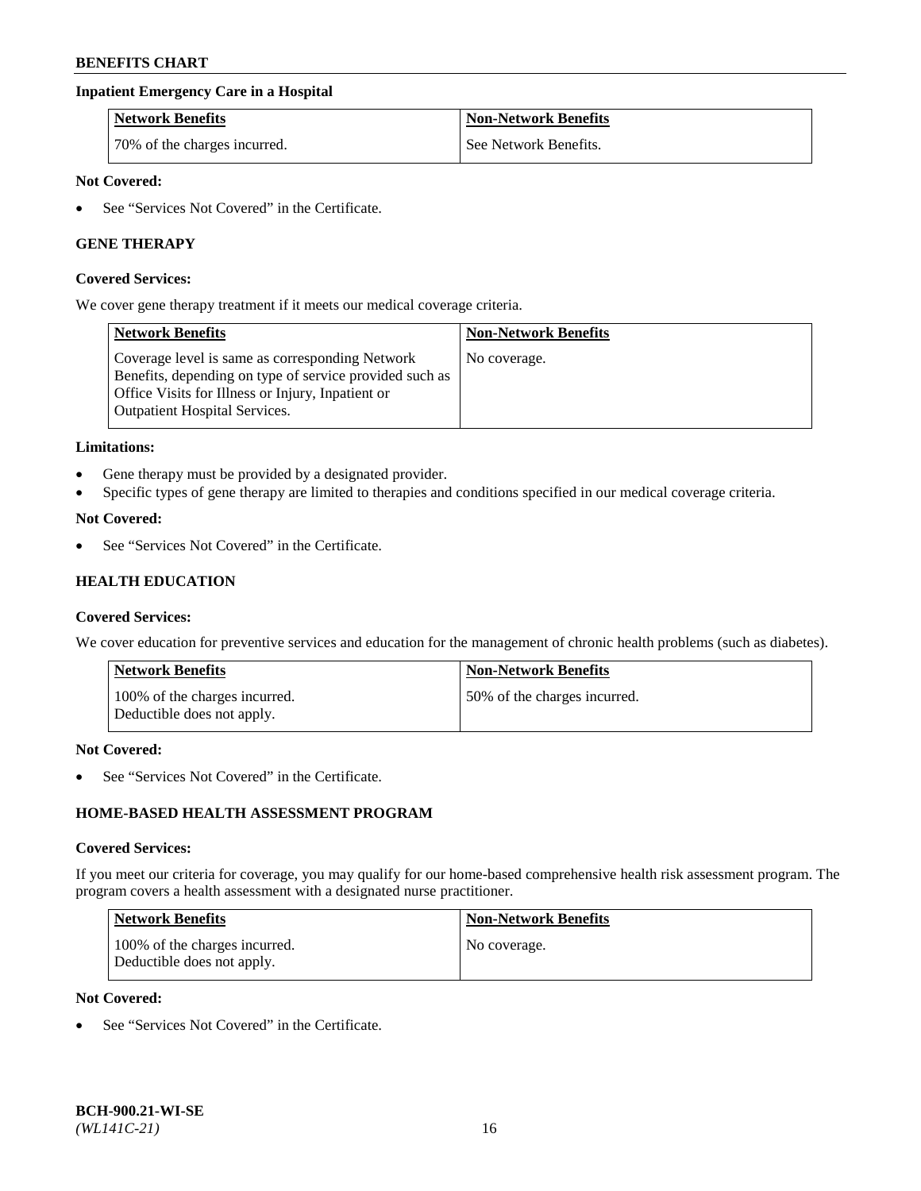**Inpatient Emergency Care in a Hospital**

| Network Benefits | Non-Network Benefits |
| --- | --- |
| 70% of the charges incurred. | See Network Benefits. |

**Not Covered:**

- See "Services Not Covered" in the Certificate.

## GENE THERAPY

**Covered Services:**

We cover gene therapy treatment if it meets our medical coverage criteria.

| Network Benefits | Non-Network Benefits |
| --- | --- |
| Coverage level is same as corresponding Network Benefits, depending on type of service provided such as Office Visits for Illness or Injury, Inpatient or Outpatient Hospital Services. | No coverage. |

**Limitations:**

- Gene therapy must be provided by a designated provider.
- Specific types of gene therapy are limited to therapies and conditions specified in our medical coverage criteria.

**Not Covered:**

- See "Services Not Covered" in the Certificate.

## HEALTH EDUCATION

**Covered Services:**

We cover education for preventive services and education for the management of chronic health problems (such as diabetes).

| Network Benefits | Non-Network Benefits |
| --- | --- |
| 100% of the charges incurred. Deductible does not apply. | 50% of the charges incurred. |

**Not Covered:**

- See "Services Not Covered" in the Certificate.

## HOME-BASED HEALTH ASSESSMENT PROGRAM

**Covered Services:**

If you meet our criteria for coverage, you may qualify for our home-based comprehensive health risk assessment program. The program covers a health assessment with a designated nurse practitioner.

| Network Benefits | Non-Network Benefits |
| --- | --- |
| 100% of the charges incurred. Deductible does not apply. | No coverage. |

**Not Covered:**

- See "Services Not Covered" in the Certificate.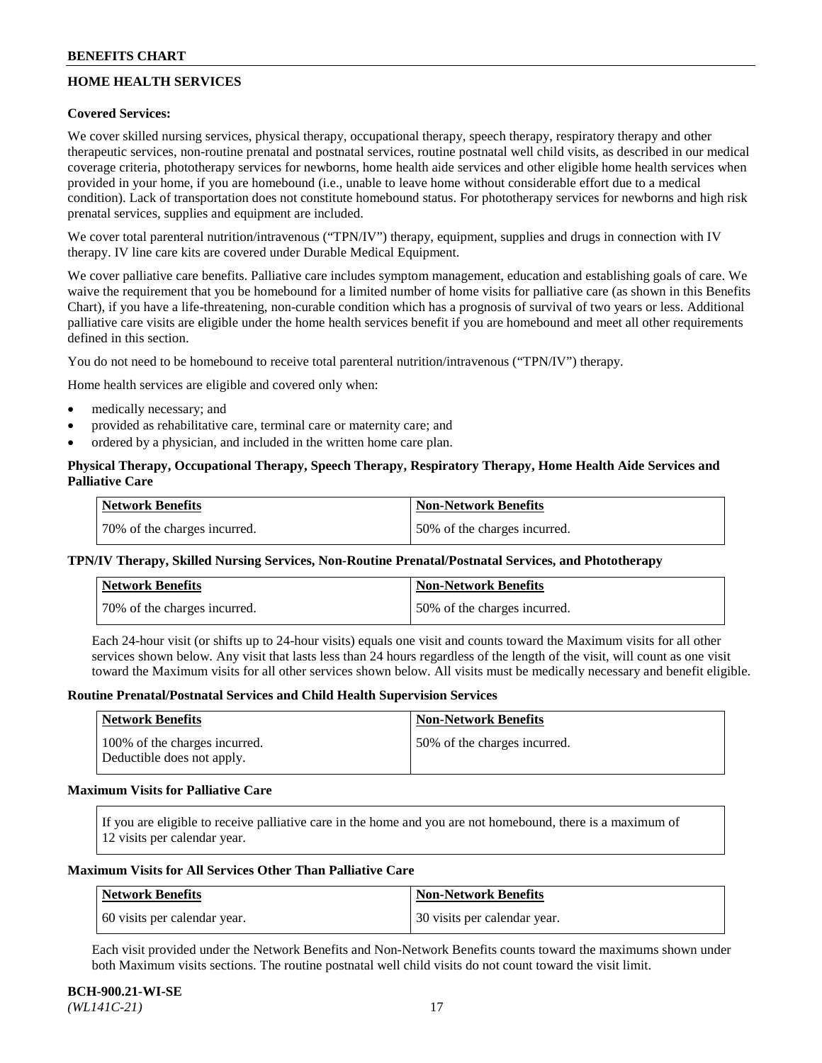## HOME HEALTH SERVICES

**Covered Services:**

We cover skilled nursing services, physical therapy, occupational therapy, speech therapy, respiratory therapy and other therapeutic services, non-routine prenatal and postnatal services, routine postnatal well child visits, as described in our medical coverage criteria, phototherapy services for newborns, home health aide services and other eligible home health services when provided in your home, if you are homebound (i.e., unable to leave home without considerable effort due to a medical condition). Lack of transportation does not constitute homebound status. For phototherapy services for newborns and high risk prenatal services, supplies and equipment are included.

We cover total parenteral nutrition/intravenous ("TPN/IV") therapy, equipment, supplies and drugs in connection with IV therapy. IV line care kits are covered under Durable Medical Equipment.

We cover palliative care benefits. Palliative care includes symptom management, education and establishing goals of care. We waive the requirement that you be homebound for a limited number of home visits for palliative care (as shown in this Benefits Chart), if you have a life-threatening, non-curable condition which has a prognosis of survival of two years or less. Additional palliative care visits are eligible under the home health services benefit if you are homebound and meet all other requirements defined in this section.

You do not need to be homebound to receive total parenteral nutrition/intravenous ("TPN/IV") therapy.

Home health services are eligible and covered only when:

- medically necessary; and
- provided as rehabilitative care, terminal care or maternity care; and
- ordered by a physician, and included in the written home care plan.

**Physical Therapy, Occupational Therapy, Speech Therapy, Respiratory Therapy, Home Health Aide Services and Palliative Care**

| Network Benefits | Non-Network Benefits |
|---|---|
| 70% of the charges incurred. | 50% of the charges incurred. |

**TPN/IV Therapy, Skilled Nursing Services, Non-Routine Prenatal/Postnatal Services, and Phototherapy**

| Network Benefits | Non-Network Benefits |
|---|---|
| 70% of the charges incurred. | 50% of the charges incurred. |

Each 24-hour visit (or shifts up to 24-hour visits) equals one visit and counts toward the Maximum visits for all other services shown below. Any visit that lasts less than 24 hours regardless of the length of the visit, will count as one visit toward the Maximum visits for all other services shown below. All visits must be medically necessary and benefit eligible.

**Routine Prenatal/Postnatal Services and Child Health Supervision Services**

| Network Benefits | Non-Network Benefits |
|---|---|
| 100% of the charges incurred. Deductible does not apply. | 50% of the charges incurred. |

**Maximum Visits for Palliative Care**

If you are eligible to receive palliative care in the home and you are not homebound, there is a maximum of 12 visits per calendar year.

**Maximum Visits for All Services Other Than Palliative Care**

| Network Benefits | Non-Network Benefits |
|---|---|
| 60 visits per calendar year. | 30 visits per calendar year. |

Each visit provided under the Network Benefits and Non-Network Benefits counts toward the maximums shown under both Maximum visits sections. The routine postnatal well child visits do not count toward the visit limit.

**BCH-900.21-WI-SE**
*(WL141C-21)*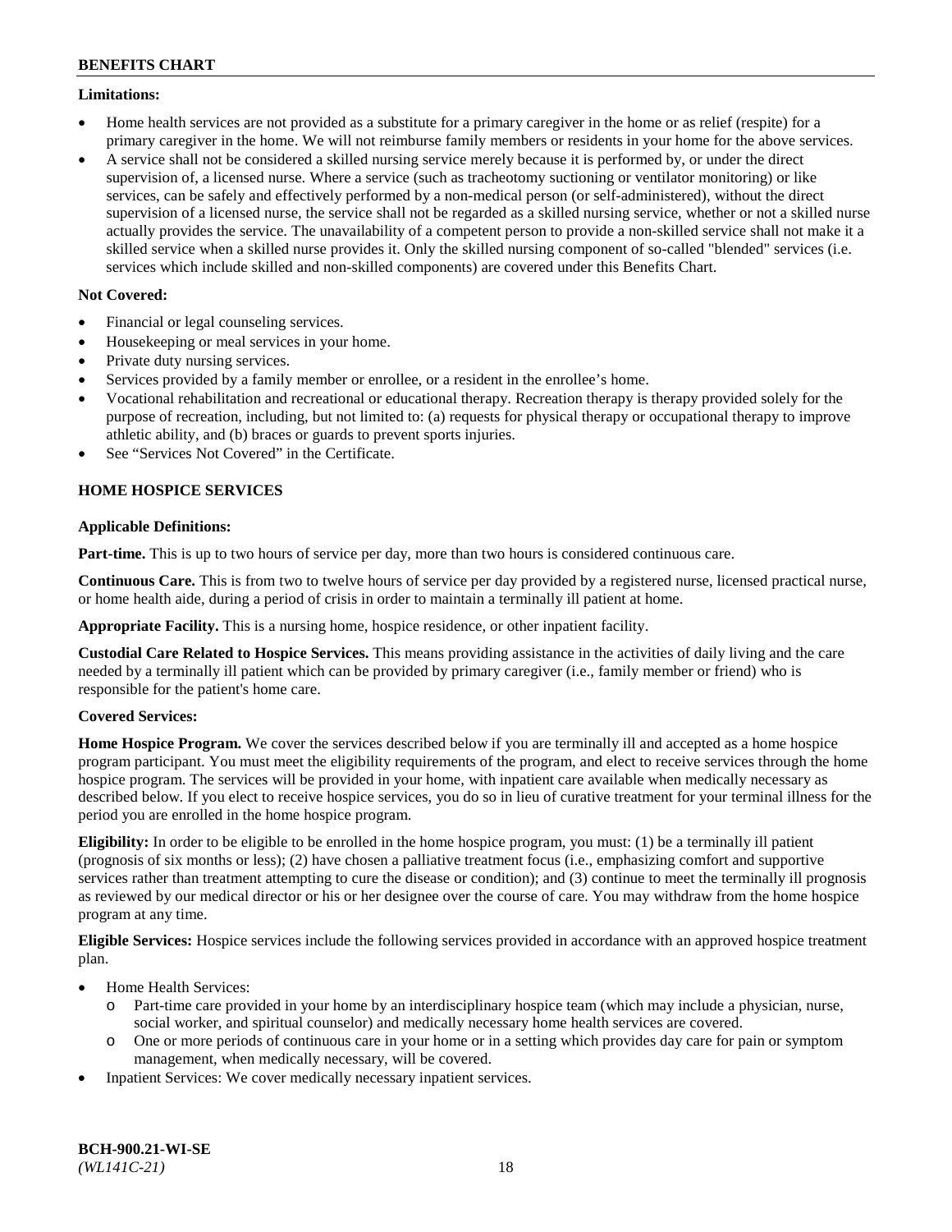**Limitations:**

- Home health services are not provided as a substitute for a primary caregiver in the home or as relief (respite) for a primary caregiver in the home. We will not reimburse family members or residents in your home for the above services.
- A service shall not be considered a skilled nursing service merely because it is performed by, or under the direct supervision of, a licensed nurse. Where a service (such as tracheotomy suctioning or ventilator monitoring) or like services, can be safely and effectively performed by a non-medical person (or self-administered), without the direct supervision of a licensed nurse, the service shall not be regarded as a skilled nursing service, whether or not a skilled nurse actually provides the service. The unavailability of a competent person to provide a non-skilled service shall not make it a skilled service when a skilled nurse provides it. Only the skilled nursing component of so-called "blended" services (i.e. services which include skilled and non-skilled components) are covered under this Benefits Chart.

**Not Covered:**

- Financial or legal counseling services.
- Housekeeping or meal services in your home.
- Private duty nursing services.
- Services provided by a family member or enrollee, or a resident in the enrollee's home.
- Vocational rehabilitation and recreational or educational therapy. Recreation therapy is therapy provided solely for the purpose of recreation, including, but not limited to: (a) requests for physical therapy or occupational therapy to improve athletic ability, and (b) braces or guards to prevent sports injuries.
- See "Services Not Covered" in the Certificate.

## HOME HOSPICE SERVICES

**Applicable Definitions:**

**Part-time.** This is up to two hours of service per day, more than two hours is considered continuous care.

**Continuous Care.** This is from two to twelve hours of service per day provided by a registered nurse, licensed practical nurse, or home health aide, during a period of crisis in order to maintain a terminally ill patient at home.

**Appropriate Facility.** This is a nursing home, hospice residence, or other inpatient facility.

**Custodial Care Related to Hospice Services.** This means providing assistance in the activities of daily living and the care needed by a terminally ill patient which can be provided by primary caregiver (i.e., family member or friend) who is responsible for the patient's home care.

**Covered Services:**

**Home Hospice Program.** We cover the services described below if you are terminally ill and accepted as a home hospice program participant. You must meet the eligibility requirements of the program, and elect to receive services through the home hospice program. The services will be provided in your home, with inpatient care available when medically necessary as described below. If you elect to receive hospice services, you do so in lieu of curative treatment for your terminal illness for the period you are enrolled in the home hospice program.

**Eligibility:** In order to be eligible to be enrolled in the home hospice program, you must: (1) be a terminally ill patient (prognosis of six months or less); (2) have chosen a palliative treatment focus (i.e., emphasizing comfort and supportive services rather than treatment attempting to cure the disease or condition); and (3) continue to meet the terminally ill prognosis as reviewed by our medical director or his or her designee over the course of care. You may withdraw from the home hospice program at any time.

**Eligible Services:** Hospice services include the following services provided in accordance with an approved hospice treatment plan.

- Home Health Services:
  - Part-time care provided in your home by an interdisciplinary hospice team (which may include a physician, nurse, social worker, and spiritual counselor) and medically necessary home health services are covered.
  - One or more periods of continuous care in your home or in a setting which provides day care for pain or symptom management, when medically necessary, will be covered.
- Inpatient Services: We cover medically necessary inpatient services.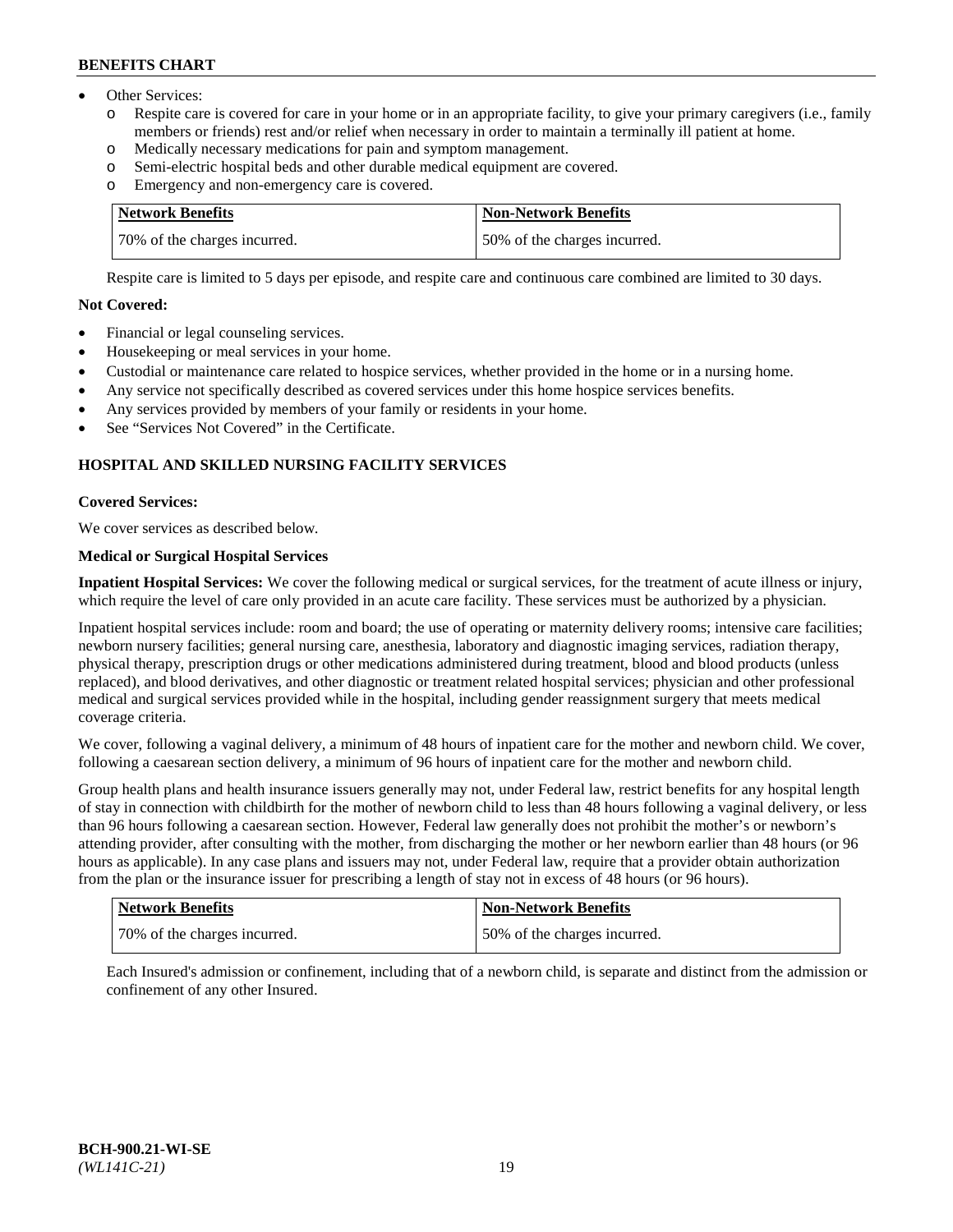- Other Services:
  - o Respite care is covered for care in your home or in an appropriate facility, to give your primary caregivers (i.e., family members or friends) rest and/or relief when necessary in order to maintain a terminally ill patient at home.
  - o Medically necessary medications for pain and symptom management.
  - o Semi-electric hospital beds and other durable medical equipment are covered.
  - o Emergency and non-emergency care is covered.

| Network Benefits | Non-Network Benefits |
| --- | --- |
| 70% of the charges incurred. | 50% of the charges incurred. |

Respite care is limited to 5 days per episode, and respite care and continuous care combined are limited to 30 days.

**Not Covered:**

- Financial or legal counseling services.
- Housekeeping or meal services in your home.
- Custodial or maintenance care related to hospice services, whether provided in the home or in a nursing home.
- Any service not specifically described as covered services under this home hospice services benefits.
- Any services provided by members of your family or residents in your home.
- See "Services Not Covered" in the Certificate.

## HOSPITAL AND SKILLED NURSING FACILITY SERVICES

**Covered Services:**

We cover services as described below.

**Medical or Surgical Hospital Services**

**Inpatient Hospital Services:** We cover the following medical or surgical services, for the treatment of acute illness or injury, which require the level of care only provided in an acute care facility. These services must be authorized by a physician.

Inpatient hospital services include: room and board; the use of operating or maternity delivery rooms; intensive care facilities; newborn nursery facilities; general nursing care, anesthesia, laboratory and diagnostic imaging services, radiation therapy, physical therapy, prescription drugs or other medications administered during treatment, blood and blood products (unless replaced), and blood derivatives, and other diagnostic or treatment related hospital services; physician and other professional medical and surgical services provided while in the hospital, including gender reassignment surgery that meets medical coverage criteria.

We cover, following a vaginal delivery, a minimum of 48 hours of inpatient care for the mother and newborn child. We cover, following a caesarean section delivery, a minimum of 96 hours of inpatient care for the mother and newborn child.

Group health plans and health insurance issuers generally may not, under Federal law, restrict benefits for any hospital length of stay in connection with childbirth for the mother of newborn child to less than 48 hours following a vaginal delivery, or less than 96 hours following a caesarean section. However, Federal law generally does not prohibit the mother's or newborn's attending provider, after consulting with the mother, from discharging the mother or her newborn earlier than 48 hours (or 96 hours as applicable). In any case plans and issuers may not, under Federal law, require that a provider obtain authorization from the plan or the insurance issuer for prescribing a length of stay not in excess of 48 hours (or 96 hours).

| Network Benefits | Non-Network Benefits |
| --- | --- |
| 70% of the charges incurred. | 50% of the charges incurred. |

Each Insured's admission or confinement, including that of a newborn child, is separate and distinct from the admission or confinement of any other Insured.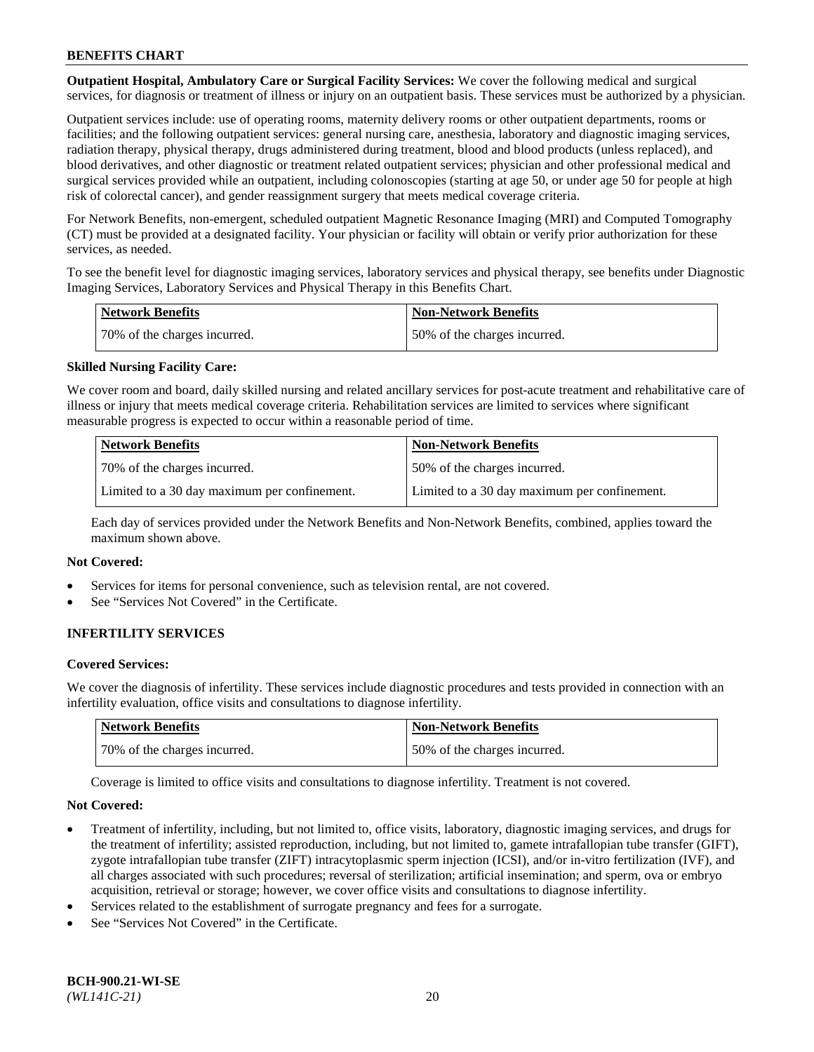**Outpatient Hospital, Ambulatory Care or Surgical Facility Services:** We cover the following medical and surgical services, for diagnosis or treatment of illness or injury on an outpatient basis. These services must be authorized by a physician.

Outpatient services include: use of operating rooms, maternity delivery rooms or other outpatient departments, rooms or facilities; and the following outpatient services: general nursing care, anesthesia, laboratory and diagnostic imaging services, radiation therapy, physical therapy, drugs administered during treatment, blood and blood products (unless replaced), and blood derivatives, and other diagnostic or treatment related outpatient services; physician and other professional medical and surgical services provided while an outpatient, including colonoscopies (starting at age 50, or under age 50 for people at high risk of colorectal cancer), and gender reassignment surgery that meets medical coverage criteria.

For Network Benefits, non-emergent, scheduled outpatient Magnetic Resonance Imaging (MRI) and Computed Tomography (CT) must be provided at a designated facility. Your physician or facility will obtain or verify prior authorization for these services, as needed.

To see the benefit level for diagnostic imaging services, laboratory services and physical therapy, see benefits under Diagnostic Imaging Services, Laboratory Services and Physical Therapy in this Benefits Chart.

| Network Benefits | Non-Network Benefits |
|---|---|
| 70% of the charges incurred. | 50% of the charges incurred. |

**Skilled Nursing Facility Care:**

We cover room and board, daily skilled nursing and related ancillary services for post-acute treatment and rehabilitative care of illness or injury that meets medical coverage criteria. Rehabilitation services are limited to services where significant measurable progress is expected to occur within a reasonable period of time.

| Network Benefits | Non-Network Benefits |
|---|---|
| 70% of the charges incurred. | 50% of the charges incurred. |
| Limited to a 30 day maximum per confinement. | Limited to a 30 day maximum per confinement. |

Each day of services provided under the Network Benefits and Non-Network Benefits, combined, applies toward the maximum shown above.

**Not Covered:**

- Services for items for personal convenience, such as television rental, are not covered.
- See "Services Not Covered" in the Certificate.

## INFERTILITY SERVICES

**Covered Services:**

We cover the diagnosis of infertility. These services include diagnostic procedures and tests provided in connection with an infertility evaluation, office visits and consultations to diagnose infertility.

| Network Benefits | Non-Network Benefits |
|---|---|
| 70% of the charges incurred. | 50% of the charges incurred. |

Coverage is limited to office visits and consultations to diagnose infertility. Treatment is not covered.

**Not Covered:**

- Treatment of infertility, including, but not limited to, office visits, laboratory, diagnostic imaging services, and drugs for the treatment of infertility; assisted reproduction, including, but not limited to, gamete intrafallopian tube transfer (GIFT), zygote intrafallopian tube transfer (ZIFT) intracytoplasmic sperm injection (ICSI), and/or in-vitro fertilization (IVF), and all charges associated with such procedures; reversal of sterilization; artificial insemination; and sperm, ova or embryo acquisition, retrieval or storage; however, we cover office visits and consultations to diagnose infertility.
- Services related to the establishment of surrogate pregnancy and fees for a surrogate.
- See "Services Not Covered" in the Certificate.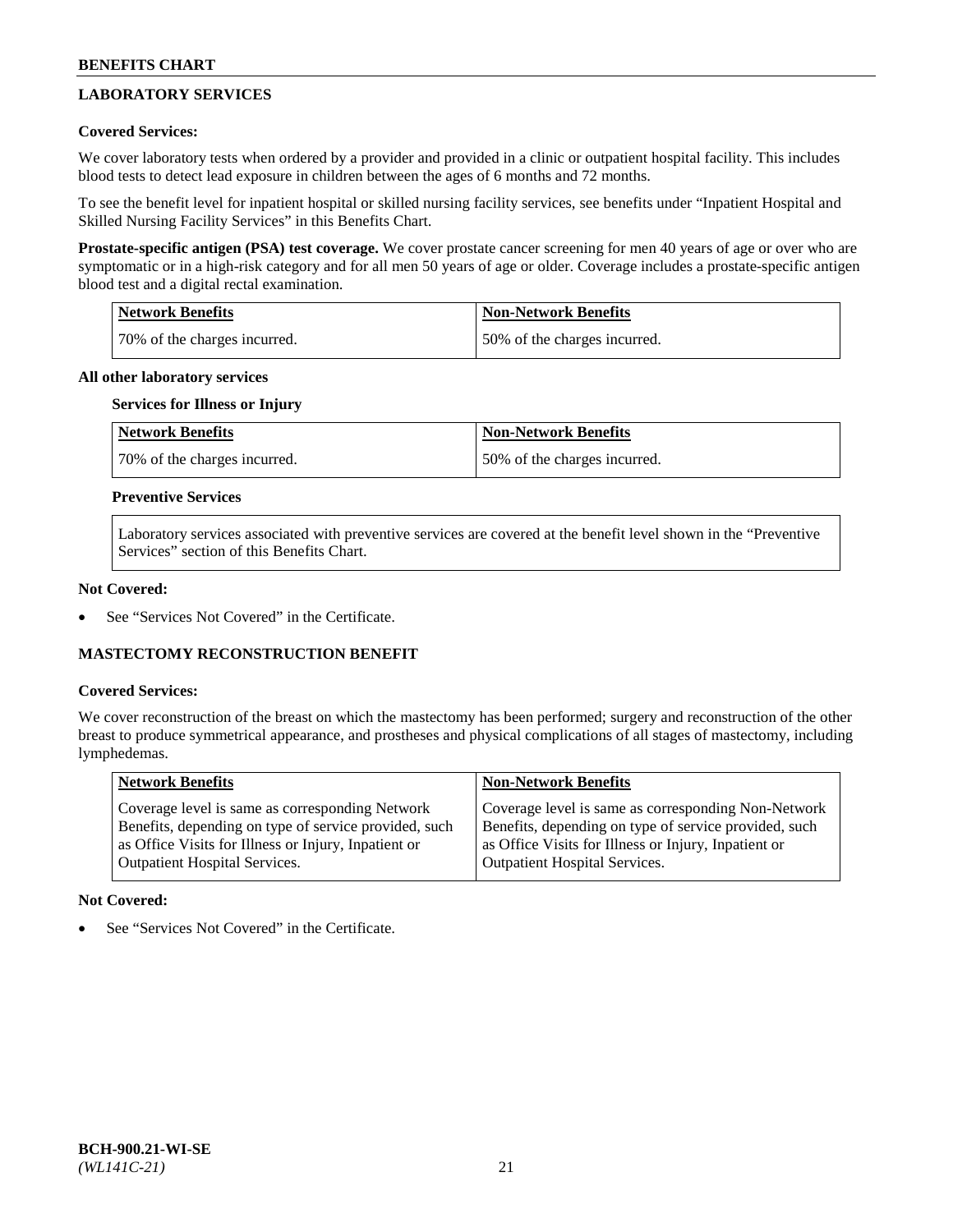## LABORATORY SERVICES

**Covered Services:**

We cover laboratory tests when ordered by a provider and provided in a clinic or outpatient hospital facility. This includes blood tests to detect lead exposure in children between the ages of 6 months and 72 months.

To see the benefit level for inpatient hospital or skilled nursing facility services, see benefits under "Inpatient Hospital and Skilled Nursing Facility Services" in this Benefits Chart.

**Prostate-specific antigen (PSA) test coverage.** We cover prostate cancer screening for men 40 years of age or over who are symptomatic or in a high-risk category and for all men 50 years of age or older. Coverage includes a prostate-specific antigen blood test and a digital rectal examination.

| Network Benefits | Non-Network Benefits |
|---|---|
| 70% of the charges incurred. | 50% of the charges incurred. |

**All other laboratory services**

**Services for Illness or Injury**

| Network Benefits | Non-Network Benefits |
|---|---|
| 70% of the charges incurred. | 50% of the charges incurred. |

**Preventive Services**

Laboratory services associated with preventive services are covered at the benefit level shown in the "Preventive Services" section of this Benefits Chart.

**Not Covered:**

- See "Services Not Covered" in the Certificate.

## MASTECTOMY RECONSTRUCTION BENEFIT

**Covered Services:**

We cover reconstruction of the breast on which the mastectomy has been performed; surgery and reconstruction of the other breast to produce symmetrical appearance, and prostheses and physical complications of all stages of mastectomy, including lymphedemas.

| Network Benefits | Non-Network Benefits |
|---|---|
| Coverage level is same as corresponding Network Benefits, depending on type of service provided, such as Office Visits for Illness or Injury, Inpatient or Outpatient Hospital Services. | Coverage level is same as corresponding Non-Network Benefits, depending on type of service provided, such as Office Visits for Illness or Injury, Inpatient or Outpatient Hospital Services. |

**Not Covered:**

- See "Services Not Covered" in the Certificate.

BCH-900.21-WI-SE
*(WL141C-21)*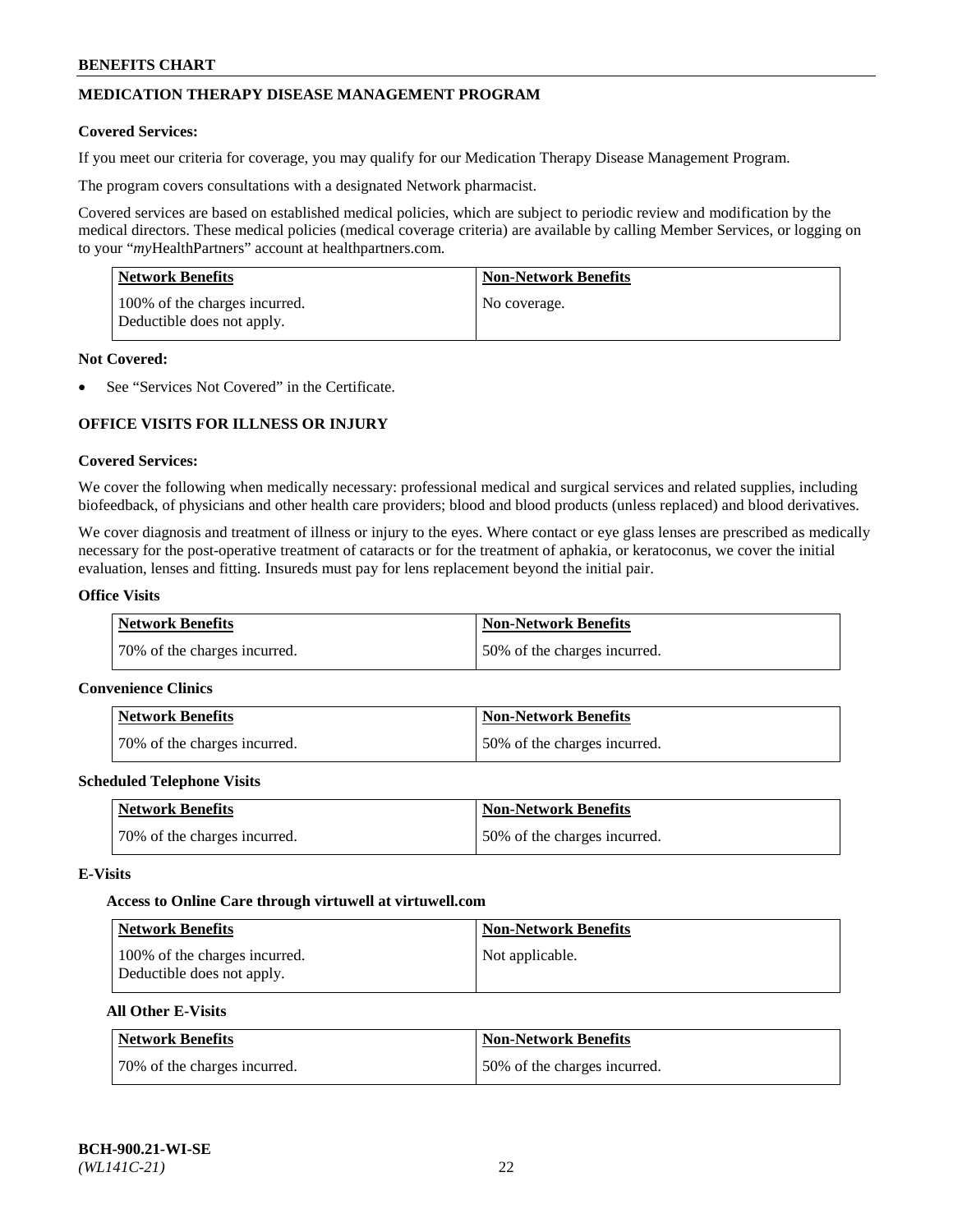## MEDICATION THERAPY DISEASE MANAGEMENT PROGRAM

**Covered Services:**

If you meet our criteria for coverage, you may qualify for our Medication Therapy Disease Management Program.

The program covers consultations with a designated Network pharmacist.

Covered services are based on established medical policies, which are subject to periodic review and modification by the medical directors. These medical policies (medical coverage criteria) are available by calling Member Services, or logging on to your "*my*HealthPartners" account at healthpartners.com.

| Network Benefits | Non-Network Benefits |
|---|---|
| 100% of the charges incurred. Deductible does not apply. | No coverage. |

**Not Covered:**

- See "Services Not Covered" in the Certificate.

## OFFICE VISITS FOR ILLNESS OR INJURY

**Covered Services:**

We cover the following when medically necessary: professional medical and surgical services and related supplies, including biofeedback, of physicians and other health care providers; blood and blood products (unless replaced) and blood derivatives.

We cover diagnosis and treatment of illness or injury to the eyes. Where contact or eye glass lenses are prescribed as medically necessary for the post-operative treatment of cataracts or for the treatment of aphakia, or keratoconus, we cover the initial evaluation, lenses and fitting. Insureds must pay for lens replacement beyond the initial pair.

**Office Visits**

| Network Benefits | Non-Network Benefits |
|---|---|
| 70% of the charges incurred. | 50% of the charges incurred. |

**Convenience Clinics**

| Network Benefits | Non-Network Benefits |
|---|---|
| 70% of the charges incurred. | 50% of the charges incurred. |

**Scheduled Telephone Visits**

| Network Benefits | Non-Network Benefits |
|---|---|
| 70% of the charges incurred. | 50% of the charges incurred. |

**E-Visits**

**Access to Online Care through virtuwell at virtuwell.com**

| Network Benefits | Non-Network Benefits |
|---|---|
| 100% of the charges incurred. Deductible does not apply. | Not applicable. |

**All Other E-Visits**

| Network Benefits | Non-Network Benefits |
|---|---|
| 70% of the charges incurred. | 50% of the charges incurred. |

**BCH-900.21-WI-SE**
*(WL141C-21)*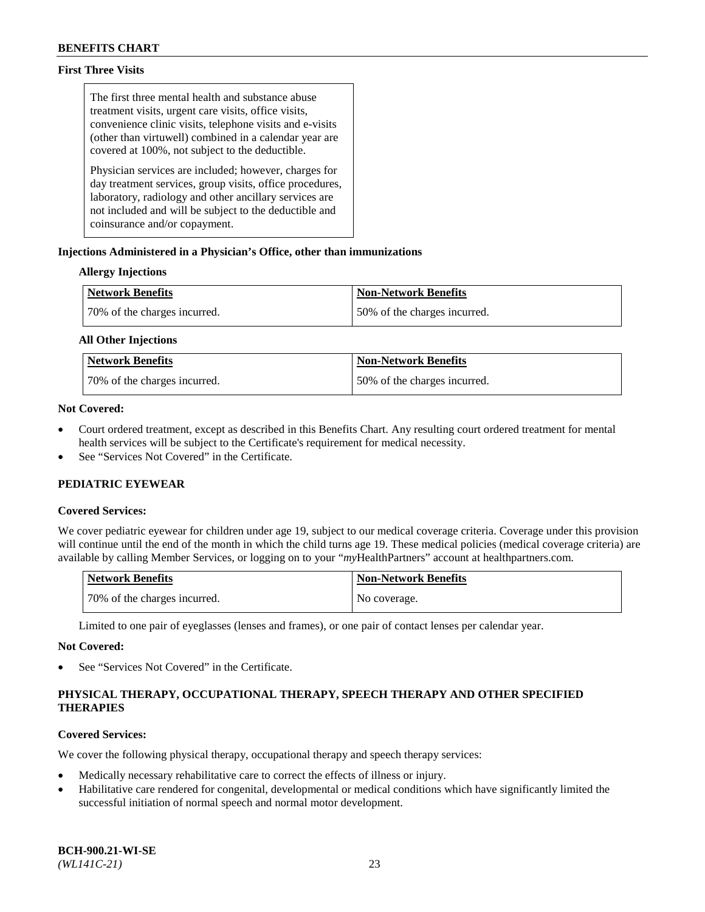### First Three Visits

> The first three mental health and substance abuse treatment visits, urgent care visits, office visits, convenience clinic visits, telephone visits and e-visits (other than virtuwell) combined in a calendar year are covered at 100%, not subject to the deductible.
>
> Physician services are included; however, charges for day treatment services, group visits, office procedures, laboratory, radiology and other ancillary services are not included and will be subject to the deductible and coinsurance and/or copayment.

### Injections Administered in a Physician's Office, other than immunizations

**Allergy Injections**

| Network Benefits | Non-Network Benefits |
|---|---|
| 70% of the charges incurred. | 50% of the charges incurred. |

**All Other Injections**

| Network Benefits | Non-Network Benefits |
|---|---|
| 70% of the charges incurred. | 50% of the charges incurred. |

**Not Covered:**

- Court ordered treatment, except as described in this Benefits Chart. Any resulting court ordered treatment for mental health services will be subject to the Certificate's requirement for medical necessity.
- See "Services Not Covered" in the Certificate.

## PEDIATRIC EYEWEAR

**Covered Services:**

We cover pediatric eyewear for children under age 19, subject to our medical coverage criteria. Coverage under this provision will continue until the end of the month in which the child turns age 19. These medical policies (medical coverage criteria) are available by calling Member Services, or logging on to your "*my*HealthPartners" account at healthpartners.com.

| Network Benefits | Non-Network Benefits |
|---|---|
| 70% of the charges incurred. | No coverage. |

Limited to one pair of eyeglasses (lenses and frames), or one pair of contact lenses per calendar year.

**Not Covered:**

- See "Services Not Covered" in the Certificate.

## PHYSICAL THERAPY, OCCUPATIONAL THERAPY, SPEECH THERAPY AND OTHER SPECIFIED THERAPIES

**Covered Services:**

We cover the following physical therapy, occupational therapy and speech therapy services:

- Medically necessary rehabilitative care to correct the effects of illness or injury.
- Habilitative care rendered for congenital, developmental or medical conditions which have significantly limited the successful initiation of normal speech and normal motor development.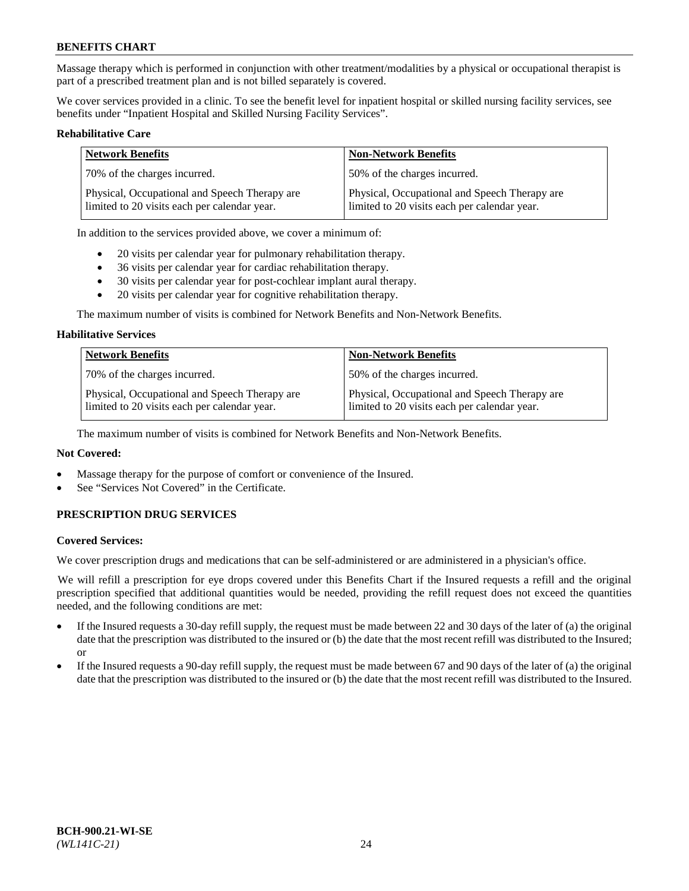Massage therapy which is performed in conjunction with other treatment/modalities by a physical or occupational therapist is part of a prescribed treatment plan and is not billed separately is covered.

We cover services provided in a clinic. To see the benefit level for inpatient hospital or skilled nursing facility services, see benefits under "Inpatient Hospital and Skilled Nursing Facility Services".

**Rehabilitative Care**

| Network Benefits | Non-Network Benefits |
|---|---|
| 70% of the charges incurred. | 50% of the charges incurred. |
| Physical, Occupational and Speech Therapy are limited to 20 visits each per calendar year. | Physical, Occupational and Speech Therapy are limited to 20 visits each per calendar year. |

In addition to the services provided above, we cover a minimum of:

- 20 visits per calendar year for pulmonary rehabilitation therapy.
- 36 visits per calendar year for cardiac rehabilitation therapy.
- 30 visits per calendar year for post-cochlear implant aural therapy.
- 20 visits per calendar year for cognitive rehabilitation therapy.

The maximum number of visits is combined for Network Benefits and Non-Network Benefits.

**Habilitative Services**

| Network Benefits | Non-Network Benefits |
|---|---|
| 70% of the charges incurred. | 50% of the charges incurred. |
| Physical, Occupational and Speech Therapy are limited to 20 visits each per calendar year. | Physical, Occupational and Speech Therapy are limited to 20 visits each per calendar year. |

The maximum number of visits is combined for Network Benefits and Non-Network Benefits.

**Not Covered:**

- Massage therapy for the purpose of comfort or convenience of the Insured.
- See "Services Not Covered" in the Certificate.

## PRESCRIPTION DRUG SERVICES

**Covered Services:**

We cover prescription drugs and medications that can be self-administered or are administered in a physician's office.

We will refill a prescription for eye drops covered under this Benefits Chart if the Insured requests a refill and the original prescription specified that additional quantities would be needed, providing the refill request does not exceed the quantities needed, and the following conditions are met:

- If the Insured requests a 30-day refill supply, the request must be made between 22 and 30 days of the later of (a) the original date that the prescription was distributed to the insured or (b) the date that the most recent refill was distributed to the Insured; or
- If the Insured requests a 90-day refill supply, the request must be made between 67 and 90 days of the later of (a) the original date that the prescription was distributed to the insured or (b) the date that the most recent refill was distributed to the Insured.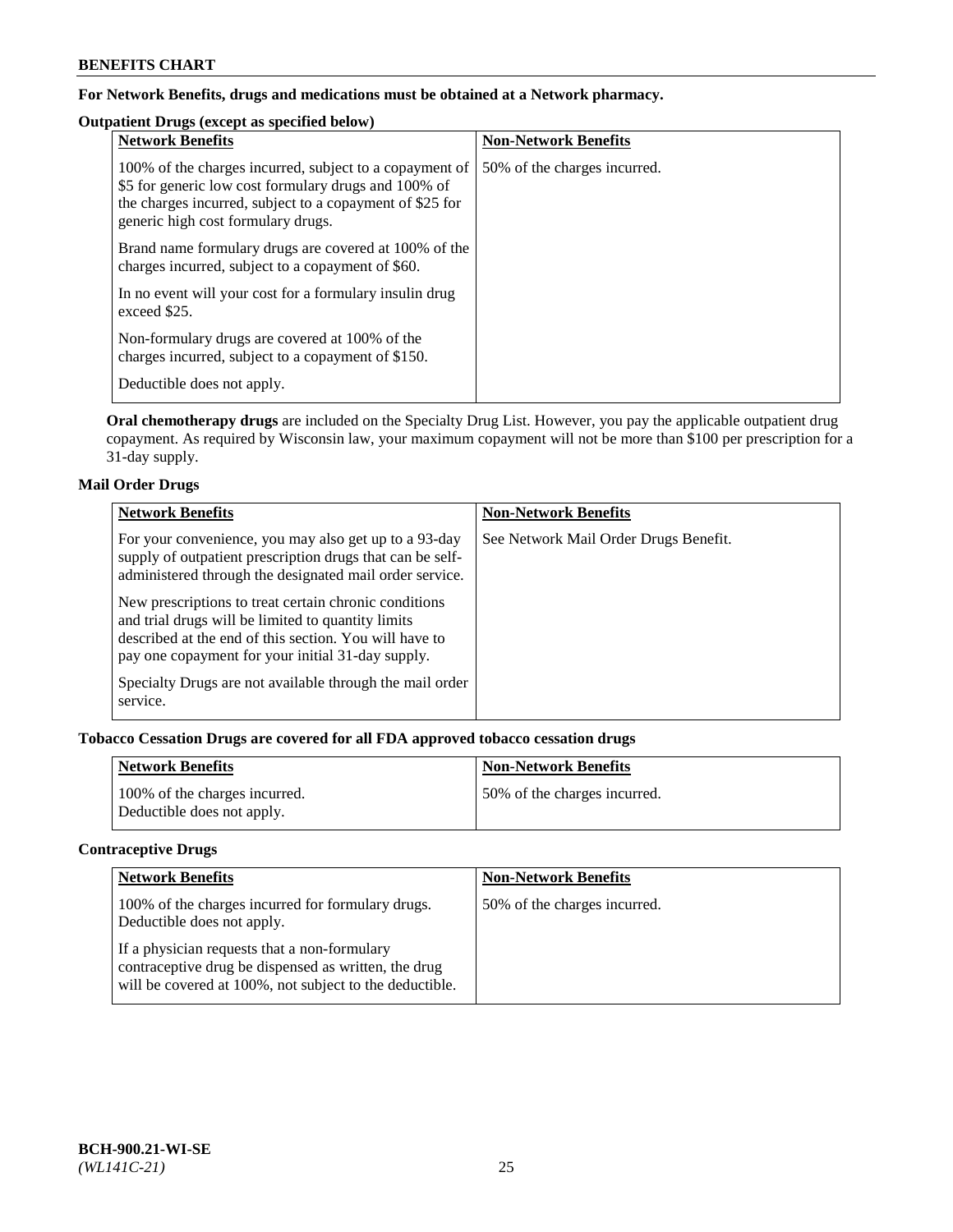**For Network Benefits, drugs and medications must be obtained at a Network pharmacy.**

**Outpatient Drugs (except as specified below)**

| Network Benefits | Non-Network Benefits |
|---|---|
| 100% of the charges incurred, subject to a copayment of $5 for generic low cost formulary drugs and 100% of the charges incurred, subject to a copayment of $25 for generic high cost formulary drugs.<br><br>Brand name formulary drugs are covered at 100% of the charges incurred, subject to a copayment of $60.<br><br>In no event will your cost for a formulary insulin drug exceed $25.<br><br>Non-formulary drugs are covered at 100% of the charges incurred, subject to a copayment of $150.<br><br>Deductible does not apply. | 50% of the charges incurred. |

**Oral chemotherapy drugs** are included on the Specialty Drug List. However, you pay the applicable outpatient drug copayment. As required by Wisconsin law, your maximum copayment will not be more than $100 per prescription for a 31-day supply.

**Mail Order Drugs**

| Network Benefits | Non-Network Benefits |
|---|---|
| For your convenience, you may also get up to a 93-day supply of outpatient prescription drugs that can be self-administered through the designated mail order service.<br><br>New prescriptions to treat certain chronic conditions and trial drugs will be limited to quantity limits described at the end of this section. You will have to pay one copayment for your initial 31-day supply.<br><br>Specialty Drugs are not available through the mail order service. | See Network Mail Order Drugs Benefit. |

**Tobacco Cessation Drugs are covered for all FDA approved tobacco cessation drugs**

| Network Benefits | Non-Network Benefits |
|---|---|
| 100% of the charges incurred.<br>Deductible does not apply. | 50% of the charges incurred. |

**Contraceptive Drugs**

| Network Benefits | Non-Network Benefits |
|---|---|
| 100% of the charges incurred for formulary drugs. Deductible does not apply.<br><br>If a physician requests that a non-formulary contraceptive drug be dispensed as written, the drug will be covered at 100%, not subject to the deductible. | 50% of the charges incurred. |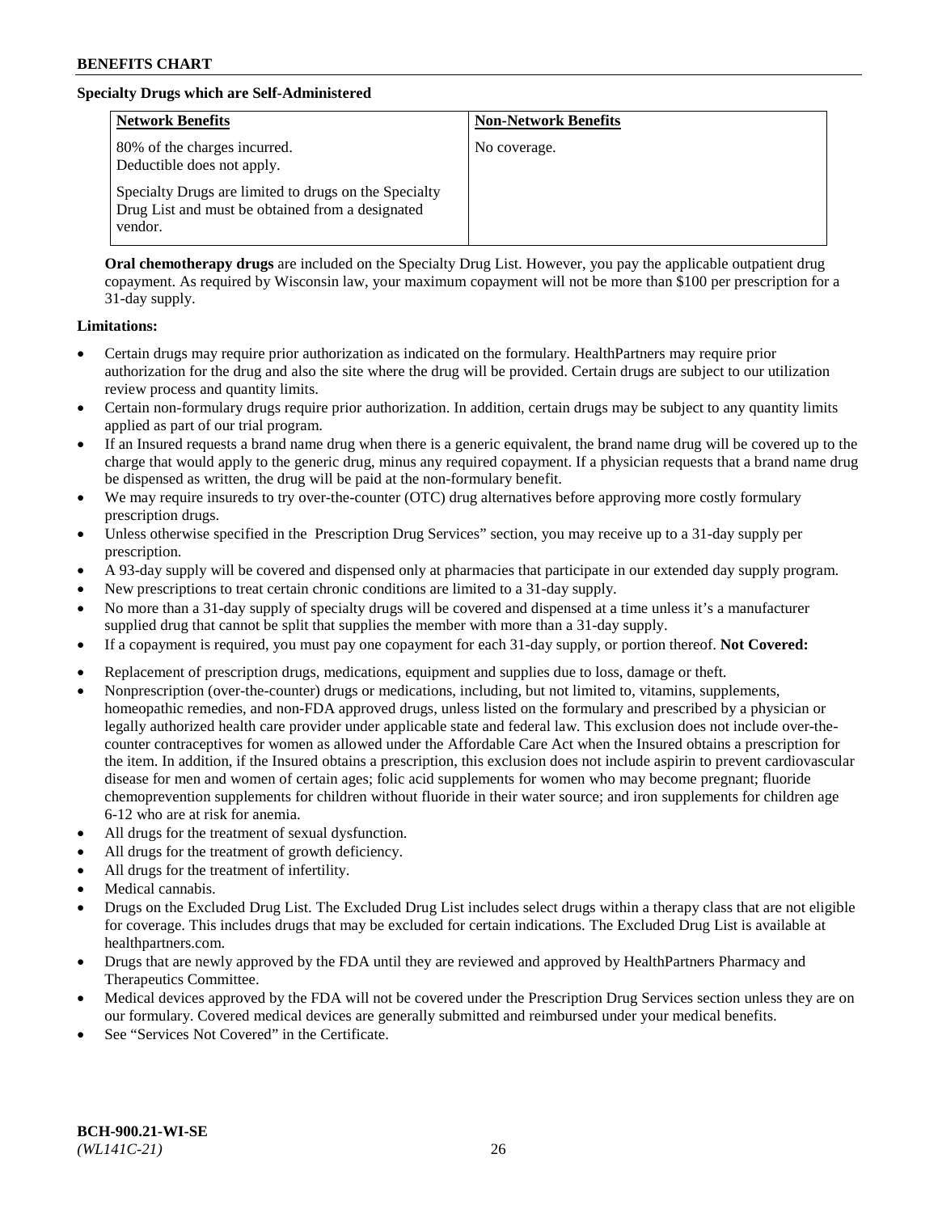**Specialty Drugs which are Self-Administered**

| Network Benefits | Non-Network Benefits |
|---|---|
| 80% of the charges incurred. Deductible does not apply. <br><br> Specialty Drugs are limited to drugs on the Specialty Drug List and must be obtained from a designated vendor. | No coverage. |

**Oral chemotherapy drugs** are included on the Specialty Drug List. However, you pay the applicable outpatient drug copayment. As required by Wisconsin law, your maximum copayment will not be more than $100 per prescription for a 31-day supply.

**Limitations:**

- Certain drugs may require prior authorization as indicated on the formulary. HealthPartners may require prior authorization for the drug and also the site where the drug will be provided. Certain drugs are subject to our utilization review process and quantity limits.
- Certain non-formulary drugs require prior authorization. In addition, certain drugs may be subject to any quantity limits applied as part of our trial program.
- If an Insured requests a brand name drug when there is a generic equivalent, the brand name drug will be covered up to the charge that would apply to the generic drug, minus any required copayment. If a physician requests that a brand name drug be dispensed as written, the drug will be paid at the non-formulary benefit.
- We may require insureds to try over-the-counter (OTC) drug alternatives before approving more costly formulary prescription drugs.
- Unless otherwise specified in the Prescription Drug Services" section, you may receive up to a 31-day supply per prescription.
- A 93-day supply will be covered and dispensed only at pharmacies that participate in our extended day supply program.
- New prescriptions to treat certain chronic conditions are limited to a 31-day supply.
- No more than a 31-day supply of specialty drugs will be covered and dispensed at a time unless it's a manufacturer supplied drug that cannot be split that supplies the member with more than a 31-day supply.
- If a copayment is required, you must pay one copayment for each 31-day supply, or portion thereof. **Not Covered:**
- Replacement of prescription drugs, medications, equipment and supplies due to loss, damage or theft.
- Nonprescription (over-the-counter) drugs or medications, including, but not limited to, vitamins, supplements, homeopathic remedies, and non-FDA approved drugs, unless listed on the formulary and prescribed by a physician or legally authorized health care provider under applicable state and federal law. This exclusion does not include over-the-counter contraceptives for women as allowed under the Affordable Care Act when the Insured obtains a prescription for the item. In addition, if the Insured obtains a prescription, this exclusion does not include aspirin to prevent cardiovascular disease for men and women of certain ages; folic acid supplements for women who may become pregnant; fluoride chemoprevention supplements for children without fluoride in their water source; and iron supplements for children age 6-12 who are at risk for anemia.
- All drugs for the treatment of sexual dysfunction.
- All drugs for the treatment of growth deficiency.
- All drugs for the treatment of infertility.
- Medical cannabis.
- Drugs on the Excluded Drug List. The Excluded Drug List includes select drugs within a therapy class that are not eligible for coverage. This includes drugs that may be excluded for certain indications. The Excluded Drug List is available at healthpartners.com.
- Drugs that are newly approved by the FDA until they are reviewed and approved by HealthPartners Pharmacy and Therapeutics Committee.
- Medical devices approved by the FDA will not be covered under the Prescription Drug Services section unless they are on our formulary. Covered medical devices are generally submitted and reimbursed under your medical benefits.
- See "Services Not Covered" in the Certificate.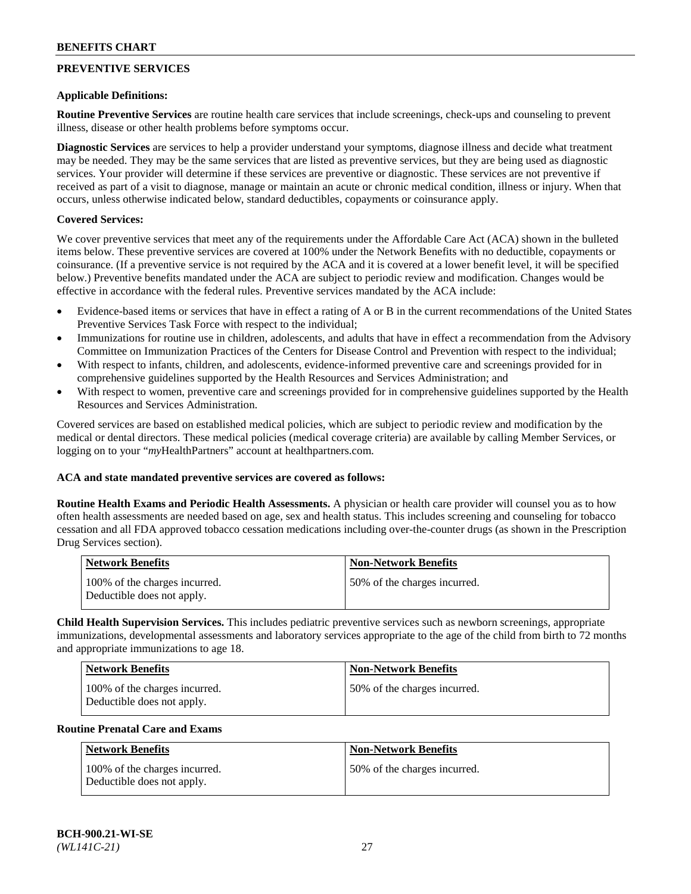## PREVENTIVE SERVICES

**Applicable Definitions:**

**Routine Preventive Services** are routine health care services that include screenings, check-ups and counseling to prevent illness, disease or other health problems before symptoms occur.

**Diagnostic Services** are services to help a provider understand your symptoms, diagnose illness and decide what treatment may be needed. They may be the same services that are listed as preventive services, but they are being used as diagnostic services. Your provider will determine if these services are preventive or diagnostic. These services are not preventive if received as part of a visit to diagnose, manage or maintain an acute or chronic medical condition, illness or injury. When that occurs, unless otherwise indicated below, standard deductibles, copayments or coinsurance apply.

**Covered Services:**

We cover preventive services that meet any of the requirements under the Affordable Care Act (ACA) shown in the bulleted items below. These preventive services are covered at 100% under the Network Benefits with no deductible, copayments or coinsurance. (If a preventive service is not required by the ACA and it is covered at a lower benefit level, it will be specified below.) Preventive benefits mandated under the ACA are subject to periodic review and modification. Changes would be effective in accordance with the federal rules. Preventive services mandated by the ACA include:

- Evidence-based items or services that have in effect a rating of A or B in the current recommendations of the United States Preventive Services Task Force with respect to the individual;
- Immunizations for routine use in children, adolescents, and adults that have in effect a recommendation from the Advisory Committee on Immunization Practices of the Centers for Disease Control and Prevention with respect to the individual;
- With respect to infants, children, and adolescents, evidence-informed preventive care and screenings provided for in comprehensive guidelines supported by the Health Resources and Services Administration; and
- With respect to women, preventive care and screenings provided for in comprehensive guidelines supported by the Health Resources and Services Administration.

Covered services are based on established medical policies, which are subject to periodic review and modification by the medical or dental directors. These medical policies (medical coverage criteria) are available by calling Member Services, or logging on to your "*my*HealthPartners" account at healthpartners.com.

**ACA and state mandated preventive services are covered as follows:**

**Routine Health Exams and Periodic Health Assessments.** A physician or health care provider will counsel you as to how often health assessments are needed based on age, sex and health status. This includes screening and counseling for tobacco cessation and all FDA approved tobacco cessation medications including over-the-counter drugs (as shown in the Prescription Drug Services section).

| Network Benefits | Non-Network Benefits |
| --- | --- |
| 100% of the charges incurred. Deductible does not apply. | 50% of the charges incurred. |

**Child Health Supervision Services.** This includes pediatric preventive services such as newborn screenings, appropriate immunizations, developmental assessments and laboratory services appropriate to the age of the child from birth to 72 months and appropriate immunizations to age 18.

| Network Benefits | Non-Network Benefits |
| --- | --- |
| 100% of the charges incurred. Deductible does not apply. | 50% of the charges incurred. |

**Routine Prenatal Care and Exams**

| Network Benefits | Non-Network Benefits |
| --- | --- |
| 100% of the charges incurred. Deductible does not apply. | 50% of the charges incurred. |

**BCH-900.21-WI-SE**
*(WL141C-21)*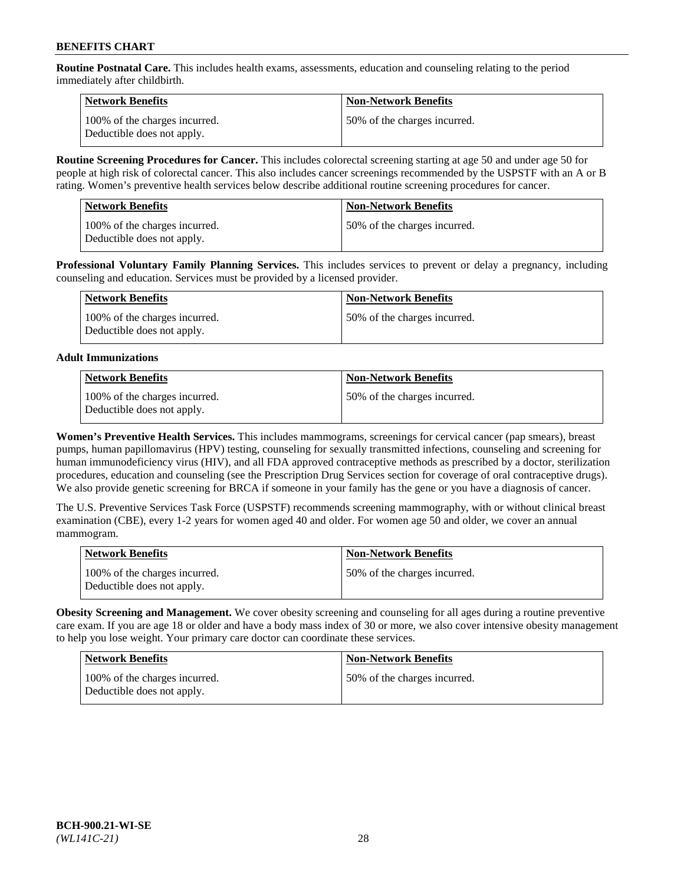**Routine Postnatal Care.** This includes health exams, assessments, education and counseling relating to the period immediately after childbirth.

| Network Benefits | Non-Network Benefits |
|---|---|
| 100% of the charges incurred. Deductible does not apply. | 50% of the charges incurred. |

**Routine Screening Procedures for Cancer.** This includes colorectal screening starting at age 50 and under age 50 for people at high risk of colorectal cancer. This also includes cancer screenings recommended by the USPSTF with an A or B rating. Women's preventive health services below describe additional routine screening procedures for cancer.

| Network Benefits | Non-Network Benefits |
|---|---|
| 100% of the charges incurred. Deductible does not apply. | 50% of the charges incurred. |

**Professional Voluntary Family Planning Services.** This includes services to prevent or delay a pregnancy, including counseling and education. Services must be provided by a licensed provider.

| Network Benefits | Non-Network Benefits |
|---|---|
| 100% of the charges incurred. Deductible does not apply. | 50% of the charges incurred. |

**Adult Immunizations**

| Network Benefits | Non-Network Benefits |
|---|---|
| 100% of the charges incurred. Deductible does not apply. | 50% of the charges incurred. |

**Women's Preventive Health Services.** This includes mammograms, screenings for cervical cancer (pap smears), breast pumps, human papillomavirus (HPV) testing, counseling for sexually transmitted infections, counseling and screening for human immunodeficiency virus (HIV), and all FDA approved contraceptive methods as prescribed by a doctor, sterilization procedures, education and counseling (see the Prescription Drug Services section for coverage of oral contraceptive drugs). We also provide genetic screening for BRCA if someone in your family has the gene or you have a diagnosis of cancer.

The U.S. Preventive Services Task Force (USPSTF) recommends screening mammography, with or without clinical breast examination (CBE), every 1-2 years for women aged 40 and older. For women age 50 and older, we cover an annual mammogram.

| Network Benefits | Non-Network Benefits |
|---|---|
| 100% of the charges incurred. Deductible does not apply. | 50% of the charges incurred. |

**Obesity Screening and Management.** We cover obesity screening and counseling for all ages during a routine preventive care exam. If you are age 18 or older and have a body mass index of 30 or more, we also cover intensive obesity management to help you lose weight. Your primary care doctor can coordinate these services.

| Network Benefits | Non-Network Benefits |
|---|---|
| 100% of the charges incurred. Deductible does not apply. | 50% of the charges incurred. |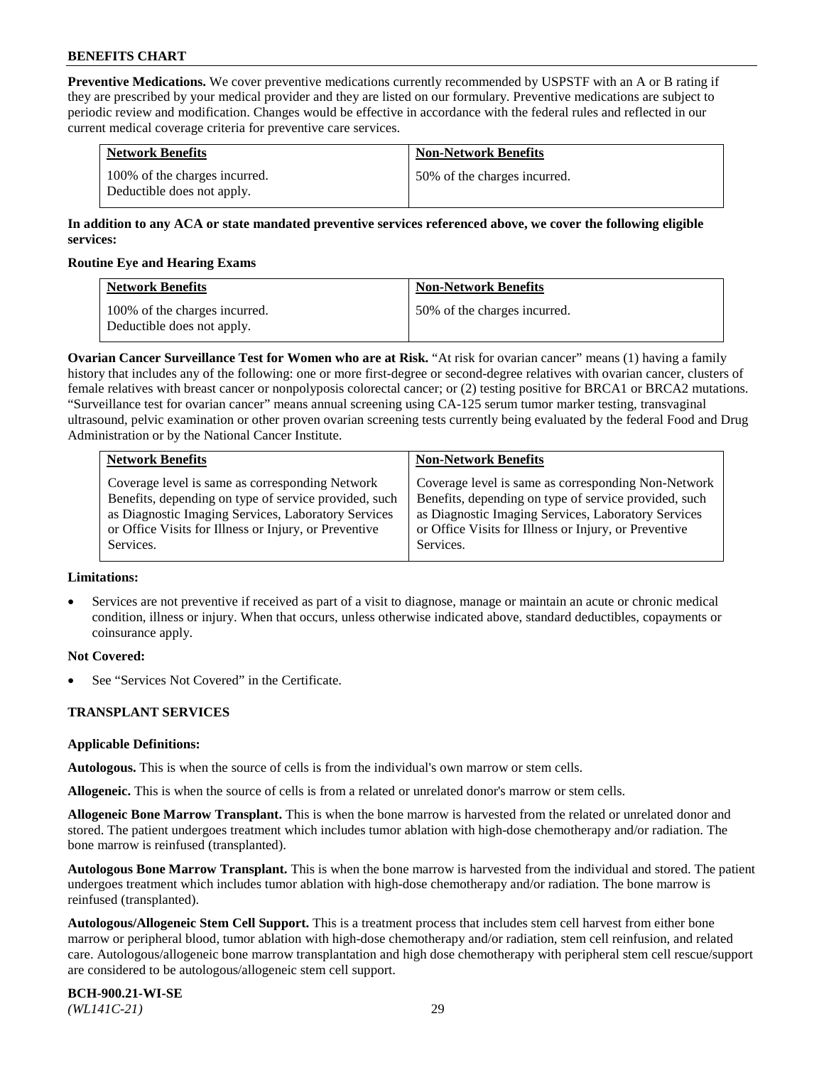**Preventive Medications.** We cover preventive medications currently recommended by USPSTF with an A or B rating if they are prescribed by your medical provider and they are listed on our formulary. Preventive medications are subject to periodic review and modification. Changes would be effective in accordance with the federal rules and reflected in our current medical coverage criteria for preventive care services.

| Network Benefits | Non-Network Benefits |
|---|---|
| 100% of the charges incurred. Deductible does not apply. | 50% of the charges incurred. |

**In addition to any ACA or state mandated preventive services referenced above, we cover the following eligible services:**

**Routine Eye and Hearing Exams**

| Network Benefits | Non-Network Benefits |
|---|---|
| 100% of the charges incurred. Deductible does not apply. | 50% of the charges incurred. |

**Ovarian Cancer Surveillance Test for Women who are at Risk.** "At risk for ovarian cancer" means (1) having a family history that includes any of the following: one or more first-degree or second-degree relatives with ovarian cancer, clusters of female relatives with breast cancer or nonpolyposis colorectal cancer; or (2) testing positive for BRCA1 or BRCA2 mutations. "Surveillance test for ovarian cancer" means annual screening using CA-125 serum tumor marker testing, transvaginal ultrasound, pelvic examination or other proven ovarian screening tests currently being evaluated by the federal Food and Drug Administration or by the National Cancer Institute.

| Network Benefits | Non-Network Benefits |
|---|---|
| Coverage level is same as corresponding Network Benefits, depending on type of service provided, such as Diagnostic Imaging Services, Laboratory Services or Office Visits for Illness or Injury, or Preventive Services. | Coverage level is same as corresponding Non-Network Benefits, depending on type of service provided, such as Diagnostic Imaging Services, Laboratory Services or Office Visits for Illness or Injury, or Preventive Services. |

**Limitations:**

- Services are not preventive if received as part of a visit to diagnose, manage or maintain an acute or chronic medical condition, illness or injury. When that occurs, unless otherwise indicated above, standard deductibles, copayments or coinsurance apply.

**Not Covered:**

- See "Services Not Covered" in the Certificate.

## TRANSPLANT SERVICES

**Applicable Definitions:**

**Autologous.** This is when the source of cells is from the individual's own marrow or stem cells.

**Allogeneic.** This is when the source of cells is from a related or unrelated donor's marrow or stem cells.

**Allogeneic Bone Marrow Transplant.** This is when the bone marrow is harvested from the related or unrelated donor and stored. The patient undergoes treatment which includes tumor ablation with high-dose chemotherapy and/or radiation. The bone marrow is reinfused (transplanted).

**Autologous Bone Marrow Transplant.** This is when the bone marrow is harvested from the individual and stored. The patient undergoes treatment which includes tumor ablation with high-dose chemotherapy and/or radiation. The bone marrow is reinfused (transplanted).

**Autologous/Allogeneic Stem Cell Support.** This is a treatment process that includes stem cell harvest from either bone marrow or peripheral blood, tumor ablation with high-dose chemotherapy and/or radiation, stem cell reinfusion, and related care. Autologous/allogeneic bone marrow transplantation and high dose chemotherapy with peripheral stem cell rescue/support are considered to be autologous/allogeneic stem cell support.

**BCH-900.21-WI-SE**
*(WL141C-21)*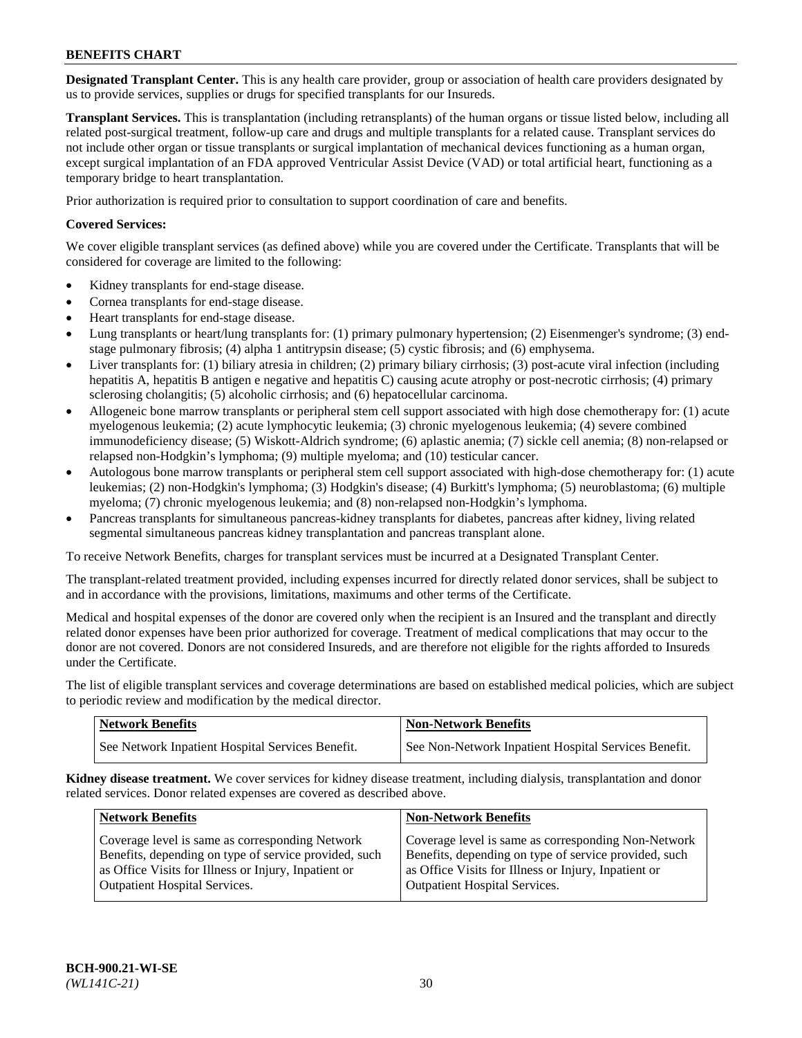**Designated Transplant Center.** This is any health care provider, group or association of health care providers designated by us to provide services, supplies or drugs for specified transplants for our Insureds.

**Transplant Services.** This is transplantation (including retransplants) of the human organs or tissue listed below, including all related post-surgical treatment, follow-up care and drugs and multiple transplants for a related cause. Transplant services do not include other organ or tissue transplants or surgical implantation of mechanical devices functioning as a human organ, except surgical implantation of an FDA approved Ventricular Assist Device (VAD) or total artificial heart, functioning as a temporary bridge to heart transplantation.

Prior authorization is required prior to consultation to support coordination of care and benefits.

**Covered Services:**

We cover eligible transplant services (as defined above) while you are covered under the Certificate. Transplants that will be considered for coverage are limited to the following:

- Kidney transplants for end-stage disease.
- Cornea transplants for end-stage disease.
- Heart transplants for end-stage disease.
- Lung transplants or heart/lung transplants for: (1) primary pulmonary hypertension; (2) Eisenmenger's syndrome; (3) end-stage pulmonary fibrosis; (4) alpha 1 antitrypsin disease; (5) cystic fibrosis; and (6) emphysema.
- Liver transplants for: (1) biliary atresia in children; (2) primary biliary cirrhosis; (3) post-acute viral infection (including hepatitis A, hepatitis B antigen e negative and hepatitis C) causing acute atrophy or post-necrotic cirrhosis; (4) primary sclerosing cholangitis; (5) alcoholic cirrhosis; and (6) hepatocellular carcinoma.
- Allogeneic bone marrow transplants or peripheral stem cell support associated with high dose chemotherapy for: (1) acute myelogenous leukemia; (2) acute lymphocytic leukemia; (3) chronic myelogenous leukemia; (4) severe combined immunodeficiency disease; (5) Wiskott-Aldrich syndrome; (6) aplastic anemia; (7) sickle cell anemia; (8) non-relapsed or relapsed non-Hodgkin's lymphoma; (9) multiple myeloma; and (10) testicular cancer.
- Autologous bone marrow transplants or peripheral stem cell support associated with high-dose chemotherapy for: (1) acute leukemias; (2) non-Hodgkin's lymphoma; (3) Hodgkin's disease; (4) Burkitt's lymphoma; (5) neuroblastoma; (6) multiple myeloma; (7) chronic myelogenous leukemia; and (8) non-relapsed non-Hodgkin's lymphoma.
- Pancreas transplants for simultaneous pancreas-kidney transplants for diabetes, pancreas after kidney, living related segmental simultaneous pancreas kidney transplantation and pancreas transplant alone.

To receive Network Benefits, charges for transplant services must be incurred at a Designated Transplant Center.

The transplant-related treatment provided, including expenses incurred for directly related donor services, shall be subject to and in accordance with the provisions, limitations, maximums and other terms of the Certificate.

Medical and hospital expenses of the donor are covered only when the recipient is an Insured and the transplant and directly related donor expenses have been prior authorized for coverage. Treatment of medical complications that may occur to the donor are not covered. Donors are not considered Insureds, and are therefore not eligible for the rights afforded to Insureds under the Certificate.

The list of eligible transplant services and coverage determinations are based on established medical policies, which are subject to periodic review and modification by the medical director.

| Network Benefits | Non-Network Benefits |
|---|---|
| See Network Inpatient Hospital Services Benefit. | See Non-Network Inpatient Hospital Services Benefit. |

**Kidney disease treatment.** We cover services for kidney disease treatment, including dialysis, transplantation and donor related services. Donor related expenses are covered as described above.

| Network Benefits | Non-Network Benefits |
|---|---|
| Coverage level is same as corresponding Network Benefits, depending on type of service provided, such as Office Visits for Illness or Injury, Inpatient or Outpatient Hospital Services. | Coverage level is same as corresponding Non-Network Benefits, depending on type of service provided, such as Office Visits for Illness or Injury, Inpatient or Outpatient Hospital Services. |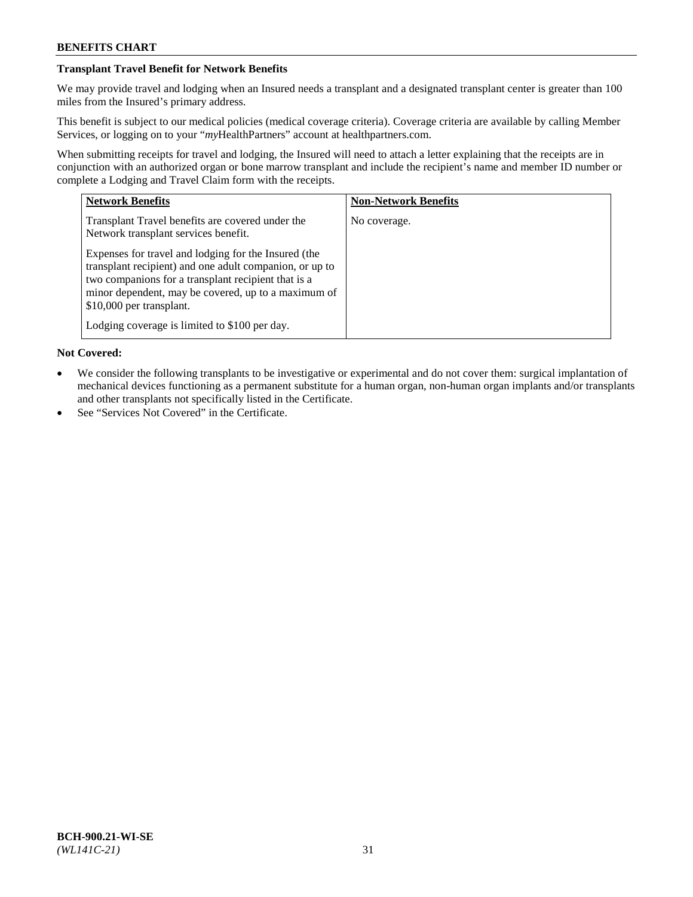### Transplant Travel Benefit for Network Benefits

We may provide travel and lodging when an Insured needs a transplant and a designated transplant center is greater than 100 miles from the Insured's primary address.

This benefit is subject to our medical policies (medical coverage criteria). Coverage criteria are available by calling Member Services, or logging on to your "*my*HealthPartners" account at healthpartners.com.

When submitting receipts for travel and lodging, the Insured will need to attach a letter explaining that the receipts are in conjunction with an authorized organ or bone marrow transplant and include the recipient's name and member ID number or complete a Lodging and Travel Claim form with the receipts.

| Network Benefits | Non-Network Benefits |
|---|---|
| Transplant Travel benefits are covered under the Network transplant services benefit.<br><br>Expenses for travel and lodging for the Insured (the transplant recipient) and one adult companion, or up to two companions for a transplant recipient that is a minor dependent, may be covered, up to a maximum of $10,000 per transplant.<br><br>Lodging coverage is limited to $100 per day. | No coverage. |

**Not Covered:**

- We consider the following transplants to be investigative or experimental and do not cover them: surgical implantation of mechanical devices functioning as a permanent substitute for a human organ, non-human organ implants and/or transplants and other transplants not specifically listed in the Certificate.
- See "Services Not Covered" in the Certificate.